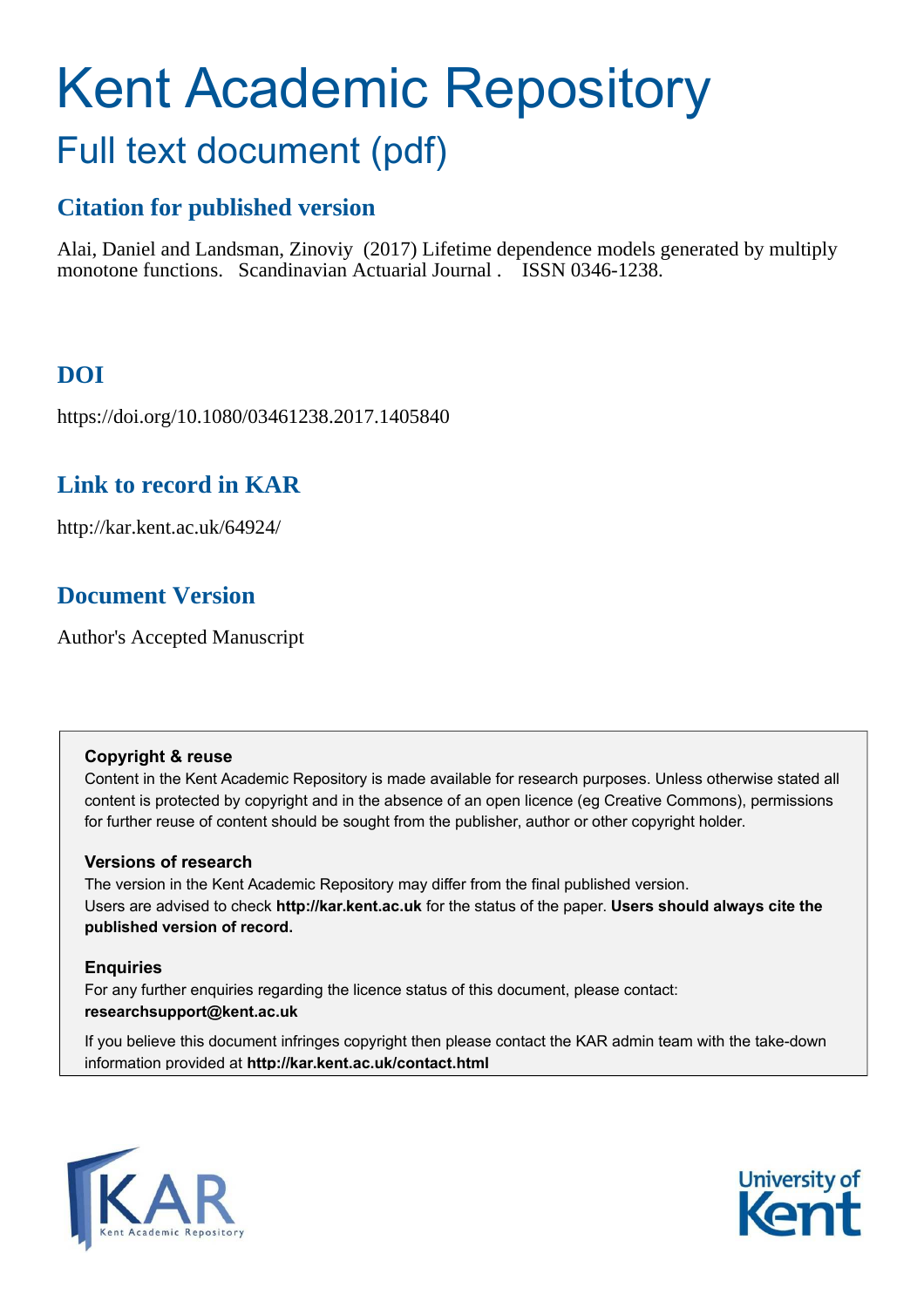# Kent Academic Repository

## Full text document (pdf)

### Citation for published version

Alai, Daniel and Landsman, Zinoviy (2017) Lifetime dependence models generated by multiply monotone functions. Scandinavian Actuarial Journal . ISSN 0346-1238.

### DOI

https://doi.org/10.1080/03461238.2017.1405840

### Link to record in KAR

http://kar.kent.ac.uk/64924/

### Document Version

Author's Accepted Manuscript

**Copyright & reuse**

Content in the Kent Academic Repository is made available for research purposes. Unless otherwise stated all content is protected by copyright and in the absence of an open licence (eg Creative Commons), permissions for further reuse of content should be sought from the publisher, author or other copyright holder.

**Versions of research**

The version in the Kent Academic Repository may differ from the final published version. Users are advised to check **http://kar.kent.ac.uk** for the status of the paper. **Users should always cite the published version of record.**

**Enquiries**

For any further enquiries regarding the licence status of this document, please contact: **researchsupport@kent.ac.uk**

If you believe this document infringes copyright then please contact the KAR admin team with the take-down information provided at **http://kar.kent.ac.uk/contact.html**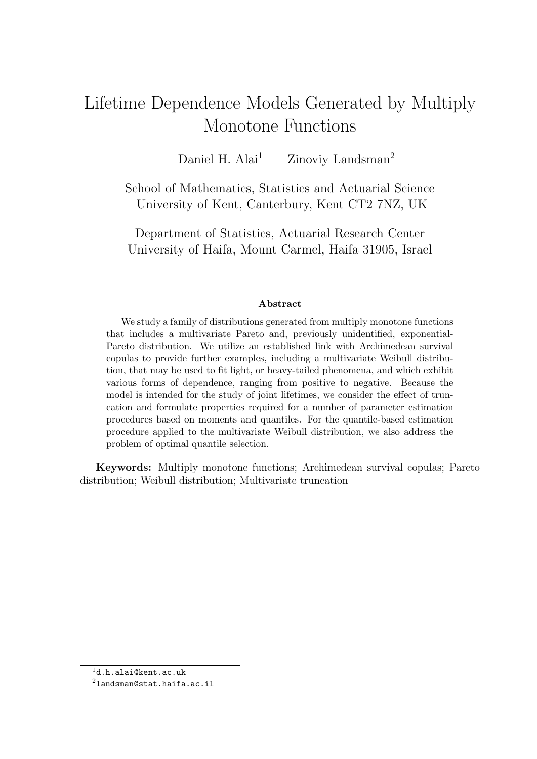# Lifetime Dependence Models Generated by Multiply Monotone Functions

Daniel H. Alai[1] Zinoviy Landsman[2]

School of Mathematics, Statistics and Actuarial Science
University of Kent, Canterbury, Kent CT2 7NZ, UK

Department of Statistics, Actuarial Research Center
University of Haifa, Mount Carmel, Haifa 31905, Israel

### Abstract

We study a family of distributions generated from multiply monotone functions that includes a multivariate Pareto and, previously unidentified, exponential-Pareto distribution. We utilize an established link with Archimedean survival copulas to provide further examples, including a multivariate Weibull distribution, that may be used to fit light, or heavy-tailed phenomena, and which exhibit various forms of dependence, ranging from positive to negative. Because the model is intended for the study of joint lifetimes, we consider the effect of truncation and formulate properties required for a number of parameter estimation procedures based on moments and quantiles. For the quantile-based estimation procedure applied to the multivariate Weibull distribution, we also address the problem of optimal quantile selection.

**Keywords:** Multiply monotone functions; Archimedean survival copulas; Pareto distribution; Weibull distribution; Multivariate truncation

[1] d.h.alai@kent.ac.uk
[2] landsman@stat.haifa.ac.il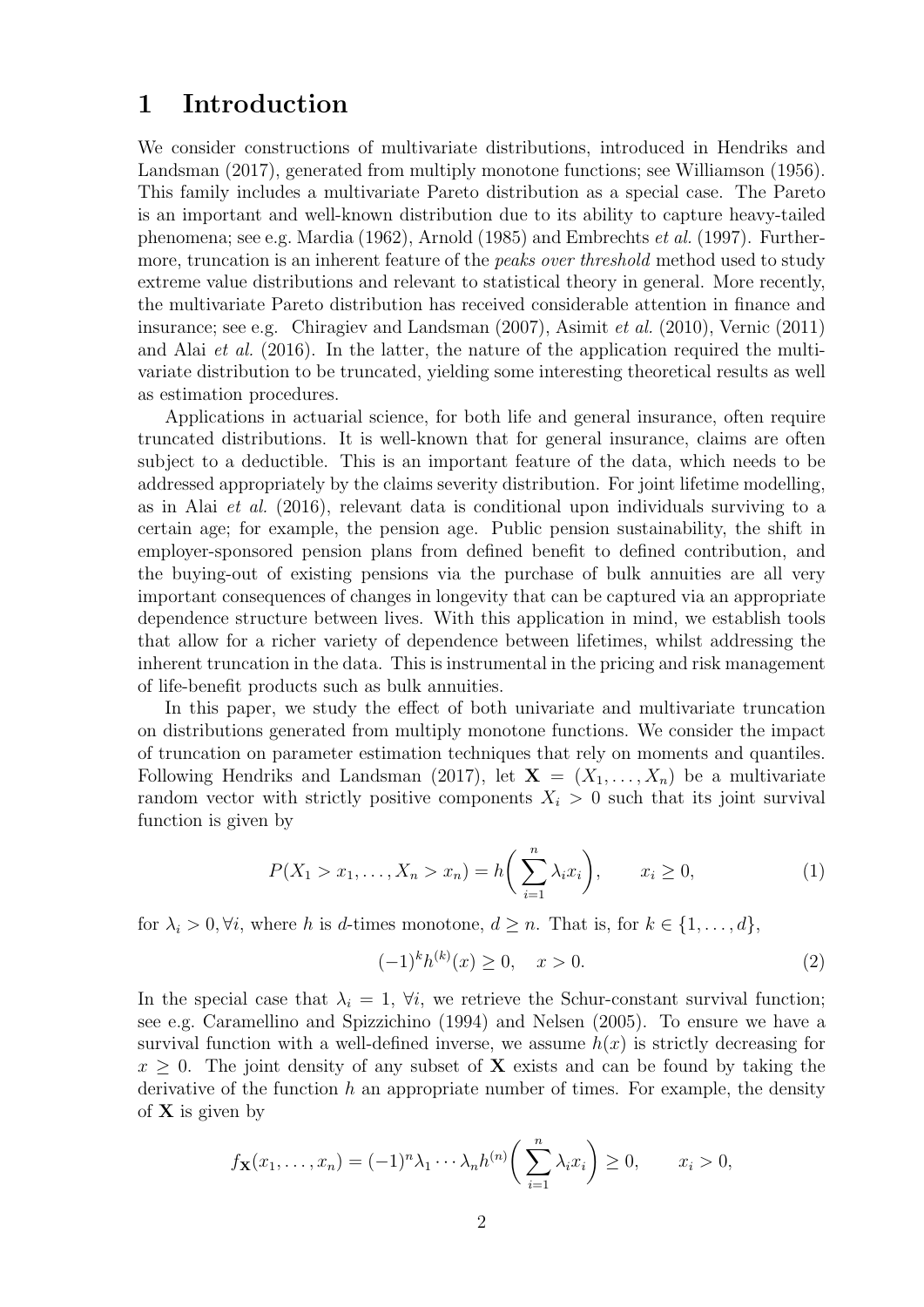# 1 Introduction

We consider constructions of multivariate distributions, introduced in Hendriks and Landsman (2017), generated from multiply monotone functions; see Williamson (1956). This family includes a multivariate Pareto distribution as a special case. The Pareto is an important and well-known distribution due to its ability to capture heavy-tailed phenomena; see e.g. Mardia (1962), Arnold (1985) and Embrechts *et al.* (1997). Furthermore, truncation is an inherent feature of the *peaks over threshold* method used to study extreme value distributions and relevant to statistical theory in general. More recently, the multivariate Pareto distribution has received considerable attention in finance and insurance; see e.g. Chiragiev and Landsman (2007), Asimit *et al.* (2010), Vernic (2011) and Alai *et al.* (2016). In the latter, the nature of the application required the multivariate distribution to be truncated, yielding some interesting theoretical results as well as estimation procedures.

Applications in actuarial science, for both life and general insurance, often require truncated distributions. It is well-known that for general insurance, claims are often subject to a deductible. This is an important feature of the data, which needs to be addressed appropriately by the claims severity distribution. For joint lifetime modelling, as in Alai *et al.* (2016), relevant data is conditional upon individuals surviving to a certain age; for example, the pension age. Public pension sustainability, the shift in employer-sponsored pension plans from defined benefit to defined contribution, and the buying-out of existing pensions via the purchase of bulk annuities are all very important consequences of changes in longevity that can be captured via an appropriate dependence structure between lives. With this application in mind, we establish tools that allow for a richer variety of dependence between lifetimes, whilst addressing the inherent truncation in the data. This is instrumental in the pricing and risk management of life-benefit products such as bulk annuities.

In this paper, we study the effect of both univariate and multivariate truncation on distributions generated from multiply monotone functions. We consider the impact of truncation on parameter estimation techniques that rely on moments and quantiles. Following Hendriks and Landsman (2017), let $\mathbf{X} = (X_1, \ldots, X_n)$ be a multivariate random vector with strictly positive components $X_i > 0$ such that its joint survival function is given by

$$P(X_1 > x_1, \ldots, X_n > x_n) = h\bigg(\sum_{i=1}^{n} \lambda_i x_i\bigg), \qquad x_i \geq 0, \tag{1}$$

for $\lambda_i > 0, \forall i$, where $h$ is $d$-times monotone, $d \geq n$. That is, for $k \in \{1, \ldots, d\}$,

$$(-1)^k h^{(k)}(x) \geq 0, \quad x > 0. \tag{2}$$

In the special case that $\lambda_i = 1$, $\forall i$, we retrieve the Schur-constant survival function; see e.g. Caramellino and Spizzichino (1994) and Nelsen (2005). To ensure we have a survival function with a well-defined inverse, we assume $h(x)$ is strictly decreasing for $x \geq 0$. The joint density of any subset of $\mathbf{X}$ exists and can be found by taking the derivative of the function $h$ an appropriate number of times. For example, the density of $\mathbf{X}$ is given by

$$f_{\mathbf{X}}(x_1, \ldots, x_n) = (-1)^n \lambda_1 \cdots \lambda_n h^{(n)}\bigg(\sum_{i=1}^{n} \lambda_i x_i\bigg) \geq 0, \qquad x_i > 0,$$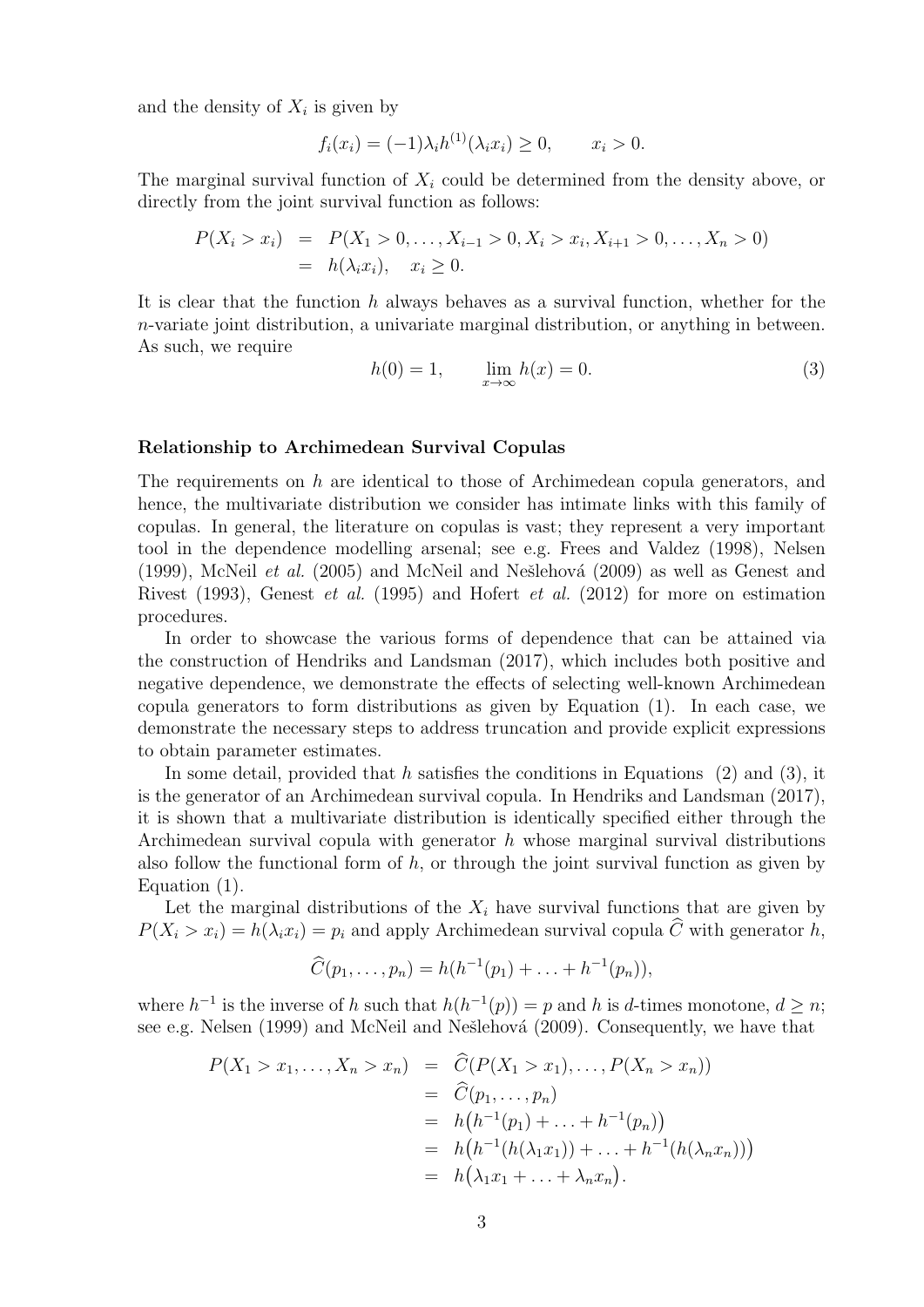and the density of $X_i$ is given by

$$f_i(x_i) = (-1)\lambda_i h^{(1)}(\lambda_i x_i) \geq 0, \qquad x_i > 0.$$

The marginal survival function of $X_i$ could be determined from the density above, or directly from the joint survival function as follows:

$$\begin{aligned} P(X_i > x_i) &= P(X_1 > 0, \ldots, X_{i-1} > 0, X_i > x_i, X_{i+1} > 0, \ldots, X_n > 0) \\ &= h(\lambda_i x_i), \quad x_i \geq 0. \end{aligned}$$

It is clear that the function $h$ always behaves as a survival function, whether for the $n$-variate joint distribution, a univariate marginal distribution, or anything in between. As such, we require

$$h(0) = 1, \qquad \lim_{x \to \infty} h(x) = 0. \tag{3}$$

**Relationship to Archimedean Survival Copulas**

The requirements on $h$ are identical to those of Archimedean copula generators, and hence, the multivariate distribution we consider has intimate links with this family of copulas. In general, the literature on copulas is vast; they represent a very important tool in the dependence modelling arsenal; see e.g. Frees and Valdez (1998), Nelsen (1999), McNeil *et al.* (2005) and McNeil and Nešlehová (2009) as well as Genest and Rivest (1993), Genest *et al.* (1995) and Hofert *et al.* (2012) for more on estimation procedures.

In order to showcase the various forms of dependence that can be attained via the construction of Hendriks and Landsman (2017), which includes both positive and negative dependence, we demonstrate the effects of selecting well-known Archimedean copula generators to form distributions as given by Equation (1). In each case, we demonstrate the necessary steps to address truncation and provide explicit expressions to obtain parameter estimates.

In some detail, provided that $h$ satisfies the conditions in Equations (2) and (3), it is the generator of an Archimedean survival copula. In Hendriks and Landsman (2017), it is shown that a multivariate distribution is identically specified either through the Archimedean survival copula with generator $h$ whose marginal survival distributions also follow the functional form of $h$, or through the joint survival function as given by Equation (1).

Let the marginal distributions of the $X_i$ have survival functions that are given by $P(X_i > x_i) = h(\lambda_i x_i) = p_i$ and apply Archimedean survival copula $\widehat{C}$ with generator $h$,

$$\widehat{C}(p_1, \ldots, p_n) = h(h^{-1}(p_1) + \ldots + h^{-1}(p_n)),$$

where $h^{-1}$ is the inverse of $h$ such that $h(h^{-1}(p)) = p$ and $h$ is $d$-times monotone, $d \geq n$; see e.g. Nelsen (1999) and McNeil and Nešlehová (2009). Consequently, we have that

$$\begin{aligned} P(X_1 > x_1, \ldots, X_n > x_n) &= \widehat{C}(P(X_1 > x_1), \ldots, P(X_n > x_n)) \\ &= \widehat{C}(p_1, \ldots, p_n) \\ &= h\big(h^{-1}(p_1) + \ldots + h^{-1}(p_n)\big) \\ &= h\big(h^{-1}(h(\lambda_1 x_1)) + \ldots + h^{-1}(h(\lambda_n x_n))\big) \\ &= h\big(\lambda_1 x_1 + \ldots + \lambda_n x_n\big). \end{aligned}$$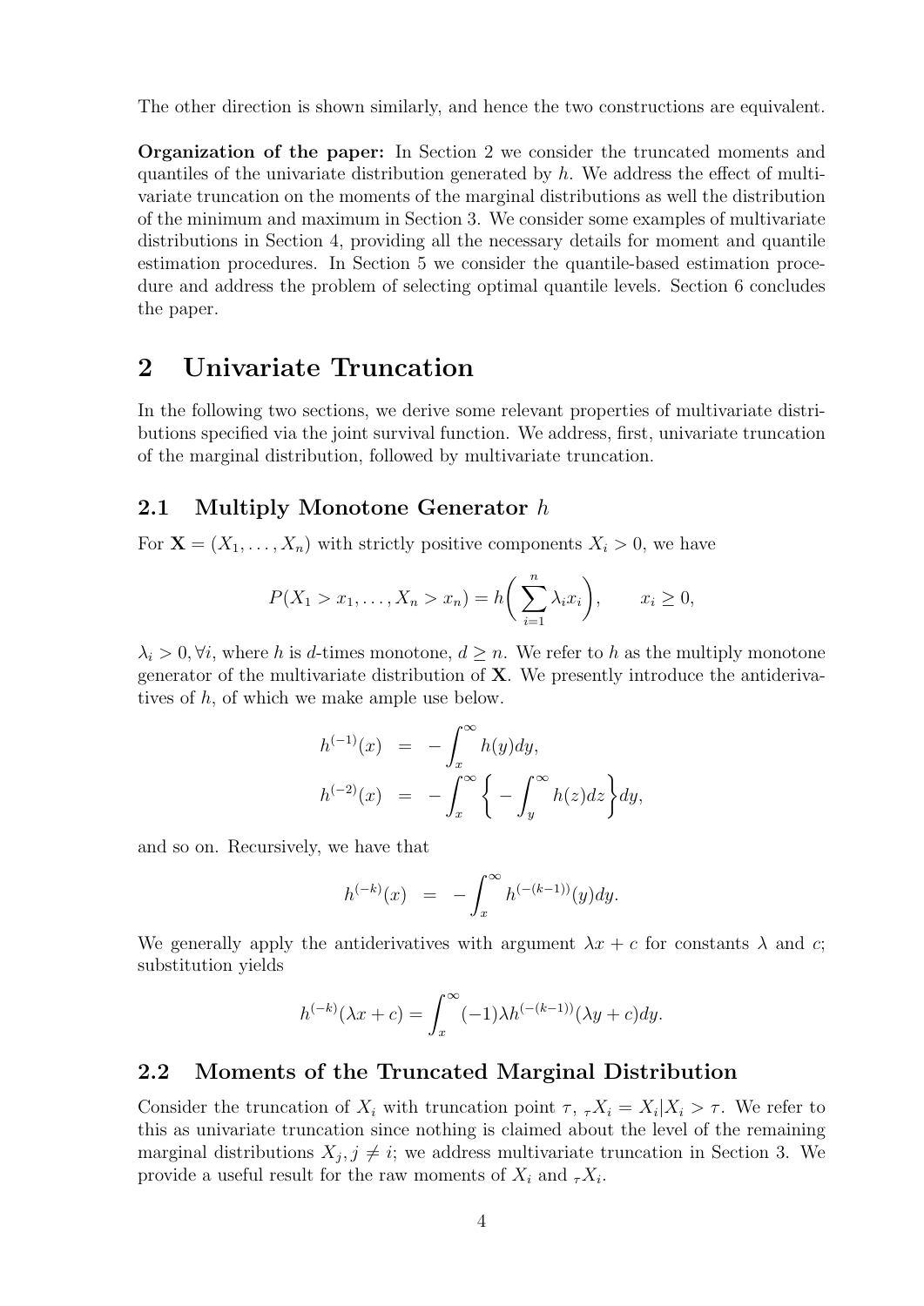The other direction is shown similarly, and hence the two constructions are equivalent.

**Organization of the paper:** In Section 2 we consider the truncated moments and quantiles of the univariate distribution generated by $h$. We address the effect of multivariate truncation on the moments of the marginal distributions as well the distribution of the minimum and maximum in Section 3. We consider some examples of multivariate distributions in Section 4, providing all the necessary details for moment and quantile estimation procedures. In Section 5 we consider the quantile-based estimation procedure and address the problem of selecting optimal quantile levels. Section 6 concludes the paper.

# 2 Univariate Truncation

In the following two sections, we derive some relevant properties of multivariate distributions specified via the joint survival function. We address, first, univariate truncation of the marginal distribution, followed by multivariate truncation.

## 2.1 Multiply Monotone Generator $h$

For $\mathbf{X} = (X_1, \ldots, X_n)$ with strictly positive components $X_i > 0$, we have

$$P(X_1 > x_1, \ldots, X_n > x_n) = h\bigg( \sum_{i=1}^{n} \lambda_i x_i \bigg), \qquad x_i \geq 0,$$

$\lambda_i > 0, \forall i$, where $h$ is $d$-times monotone, $d \geq n$. We refer to $h$ as the multiply monotone generator of the multivariate distribution of $\mathbf{X}$. We presently introduce the antiderivatives of $h$, of which we make ample use below.

$$\begin{aligned} h^{(-1)}(x) &= -\int_x^{\infty} h(y)dy, \\ h^{(-2)}(x) &= -\int_x^{\infty} \bigg\{ -\int_y^{\infty} h(z)dz \bigg\} dy, \end{aligned}$$

and so on. Recursively, we have that

$$h^{(-k)}(x) = -\int_x^{\infty} h^{(-(k-1))}(y)dy.$$

We generally apply the antiderivatives with argument $\lambda x + c$ for constants $\lambda$ and $c$; substitution yields

$$h^{(-k)}(\lambda x + c) = \int_x^{\infty} (-1)\lambda h^{(-(k-1))}(\lambda y + c)dy.$$

## 2.2 Moments of the Truncated Marginal Distribution

Consider the truncation of $X_i$ with truncation point $\tau$, ${}_{\tau}X_i = X_i | X_i > \tau$. We refer to this as univariate truncation since nothing is claimed about the level of the remaining marginal distributions $X_j, j \neq i$; we address multivariate truncation in Section 3. We provide a useful result for the raw moments of $X_i$ and ${}_{\tau}X_i$.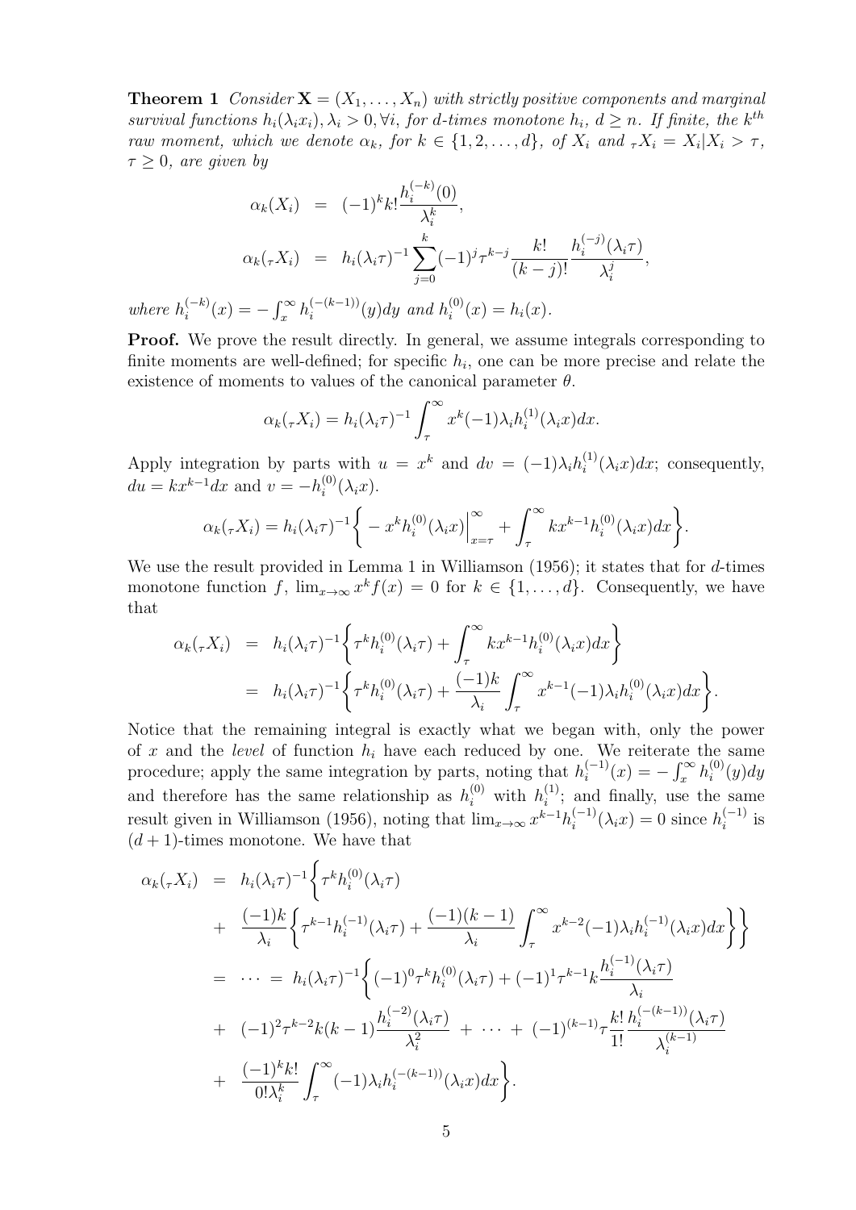**Theorem 1** *Consider* $\mathbf{X} = (X_1, \ldots, X_n)$ *with strictly positive components and marginal survival functions* $h_i(\lambda_i x_i), \lambda_i > 0, \forall i$, *for* $d$*-times monotone* $h_i$, $d \geq n$. *If finite, the* $k^{th}$ *raw moment, which we denote* $\alpha_k$, *for* $k \in \{1, 2, \ldots, d\}$, *of* $X_i$ *and* ${}_\tau X_i = X_i | X_i > \tau$, $\tau \geq 0$, *are given by*

$$
\begin{aligned}
\alpha_k(X_i) &= (-1)^k k! \frac{h_i^{(-k)}(0)}{\lambda_i^k}, \\
\alpha_k({}_\tau X_i) &= h_i(\lambda_i \tau)^{-1} \sum_{j=0}^{k} (-1)^j \tau^{k-j} \frac{k!}{(k-j)!} \frac{h_i^{(-j)}(\lambda_i \tau)}{\lambda_i^j},
\end{aligned}
$$

*where* $h_i^{(-k)}(x) = -\int_x^\infty h_i^{(-(k-1))}(y)dy$ *and* $h_i^{(0)}(x) = h_i(x)$.

**Proof.** We prove the result directly. In general, we assume integrals corresponding to finite moments are well-defined; for specific $h_i$, one can be more precise and relate the existence of moments to values of the canonical parameter $\theta$.

$$
\alpha_k({}_\tau X_i) = h_i(\lambda_i \tau)^{-1} \int_\tau^\infty x^k (-1) \lambda_i h_i^{(1)}(\lambda_i x) dx.
$$

Apply integration by parts with $u = x^k$ and $dv = (-1)\lambda_i h_i^{(1)}(\lambda_i x)dx$; consequently, $du = kx^{k-1}dx$ and $v = -h_i^{(0)}(\lambda_i x)$.

$$
\alpha_k({}_\tau X_i) = h_i(\lambda_i \tau)^{-1} \left\{ -x^k h_i^{(0)}(\lambda_i x) \Big|_{x=\tau}^\infty + \int_\tau^\infty k x^{k-1} h_i^{(0)}(\lambda_i x) dx \right\}.
$$

We use the result provided in Lemma 1 in Williamson (1956); it states that for $d$-times monotone function $f$, $\lim_{x\to\infty} x^k f(x) = 0$ for $k \in \{1, \ldots, d\}$. Consequently, we have that

$$
\begin{aligned}
\alpha_k({}_\tau X_i) &= h_i(\lambda_i \tau)^{-1} \left\{ \tau^k h_i^{(0)}(\lambda_i \tau) + \int_\tau^\infty k x^{k-1} h_i^{(0)}(\lambda_i x) dx \right\} \\
&= h_i(\lambda_i \tau)^{-1} \left\{ \tau^k h_i^{(0)}(\lambda_i \tau) + \frac{(-1)k}{\lambda_i} \int_\tau^\infty x^{k-1} (-1) \lambda_i h_i^{(0)}(\lambda_i x) dx \right\}.
\end{aligned}
$$

Notice that the remaining integral is exactly what we began with, only the power of $x$ and the *level* of function $h_i$ have each reduced by one. We reiterate the same procedure; apply the same integration by parts, noting that $h_i^{(-1)}(x) = -\int_x^\infty h_i^{(0)}(y)dy$ and therefore has the same relationship as $h_i^{(0)}$ with $h_i^{(1)}$; and finally, use the same result given in Williamson (1956), noting that $\lim_{x\to\infty} x^{k-1} h_i^{(-1)}(\lambda_i x) = 0$ since $h_i^{(-1)}$ is $(d+1)$-times monotone. We have that

$$
\begin{aligned}
\alpha_k({}_\tau X_i) &= h_i(\lambda_i \tau)^{-1} \Bigg\{ \tau^k h_i^{(0)}(\lambda_i \tau) \\
&+ \frac{(-1)k}{\lambda_i} \left\{ \tau^{k-1} h_i^{(-1)}(\lambda_i \tau) + \frac{(-1)(k-1)}{\lambda_i} \int_\tau^\infty x^{k-2} (-1) \lambda_i h_i^{(-1)}(\lambda_i x) dx \right\} \Bigg\} \\
&= \cdots = h_i(\lambda_i \tau)^{-1} \Bigg\{ (-1)^0 \tau^k h_i^{(0)}(\lambda_i \tau) + (-1)^1 \tau^{k-1} k \frac{h_i^{(-1)}(\lambda_i \tau)}{\lambda_i} \\
&+ (-1)^2 \tau^{k-2} k(k-1) \frac{h_i^{(-2)}(\lambda_i \tau)}{\lambda_i^2} + \cdots + (-1)^{(k-1)} \tau \frac{k!}{1!} \frac{h_i^{(-(k-1))}(\lambda_i \tau)}{\lambda_i^{(k-1)}} \\
&+ \frac{(-1)^k k!}{0! \lambda_i^k} \int_\tau^\infty (-1) \lambda_i h_i^{(-(k-1))}(\lambda_i x) dx \Bigg\}.
\end{aligned}
$$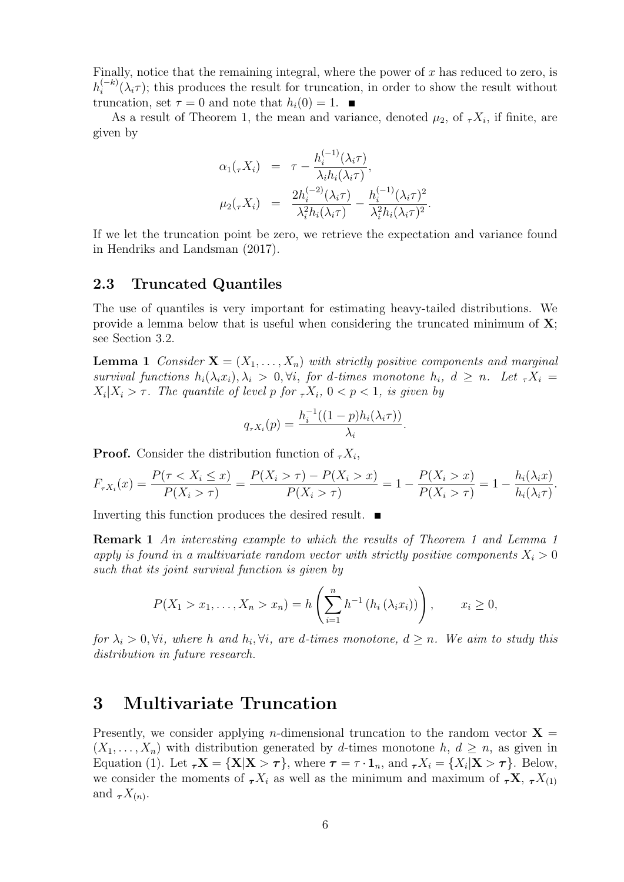Finally, notice that the remaining integral, where the power of $x$ has reduced to zero, is $h_i^{(-k)}(\lambda_i \tau)$; this produces the result for truncation, in order to show the result without truncation, set $\tau = 0$ and note that $h_i(0) = 1$. ■

As a result of Theorem 1, the mean and variance, denoted $\mu_2$, of ${}_\tau X_i$, if finite, are given by

$$
\begin{aligned}
\alpha_1({}_\tau X_i) &= \tau - \frac{h_i^{(-1)}(\lambda_i \tau)}{\lambda_i h_i(\lambda_i \tau)}, \\
\mu_2({}_\tau X_i) &= \frac{2h_i^{(-2)}(\lambda_i \tau)}{\lambda_i^2 h_i(\lambda_i \tau)} - \frac{h_i^{(-1)}(\lambda_i \tau)^2}{\lambda_i^2 h_i(\lambda_i \tau)^2}.
\end{aligned}
$$

If we let the truncation point be zero, we retrieve the expectation and variance found in Hendriks and Landsman (2017).

## 2.3 Truncated Quantiles

The use of quantiles is very important for estimating heavy-tailed distributions. We provide a lemma below that is useful when considering the truncated minimum of $\mathbf{X}$; see Section 3.2.

**Lemma 1** *Consider $\mathbf{X} = (X_1, \ldots, X_n)$ with strictly positive components and marginal survival functions $h_i(\lambda_i x_i), \lambda_i > 0, \forall i$, for $d$-times monotone $h_i$, $d \geq n$. Let ${}_\tau X_i = X_i | X_i > \tau$. The quantile of level $p$ for ${}_\tau X_i$, $0 < p < 1$, is given by*

$$
q_{{}_\tau X_i}(p) = \frac{h_i^{-1}((1-p)h_i(\lambda_i \tau))}{\lambda_i}.
$$

**Proof.** Consider the distribution function of ${}_\tau X_i$,

$$
F_{{}_\tau X_i}(x) = \frac{P(\tau < X_i \leq x)}{P(X_i > \tau)} = \frac{P(X_i > \tau) - P(X_i > x)}{P(X_i > \tau)} = 1 - \frac{P(X_i > x)}{P(X_i > \tau)} = 1 - \frac{h_i(\lambda_i x)}{h_i(\lambda_i \tau)}.
$$

Inverting this function produces the desired result. ■

**Remark 1** *An interesting example to which the results of Theorem 1 and Lemma 1 apply is found in a multivariate random vector with strictly positive components $X_i > 0$ such that its joint survival function is given by*

$$
P(X_1 > x_1, \ldots, X_n > x_n) = h\left(\sum_{i=1}^n h^{-1}\left(h_i\left(\lambda_i x_i\right)\right)\right), \qquad x_i \geq 0,
$$

*for $\lambda_i > 0, \forall i$, where $h$ and $h_i, \forall i$, are $d$-times monotone, $d \geq n$. We aim to study this distribution in future research.*

# 3 Multivariate Truncation

Presently, we consider applying $n$-dimensional truncation to the random vector $\mathbf{X} = (X_1, \ldots, X_n)$ with distribution generated by $d$-times monotone $h$, $d \geq n$, as given in Equation (1). Let ${}_{\boldsymbol{\tau}}\mathbf{X} = \{\mathbf{X} | \mathbf{X} > \boldsymbol{\tau}\}$, where $\boldsymbol{\tau} = \tau \cdot \mathbf{1}_n$, and ${}_{\boldsymbol{\tau}}X_i = \{X_i | \mathbf{X} > \boldsymbol{\tau}\}$. Below, we consider the moments of ${}_{\boldsymbol{\tau}}X_i$ as well as the minimum and maximum of ${}_{\boldsymbol{\tau}}\mathbf{X}$, ${}_{\boldsymbol{\tau}}X_{(1)}$ and ${}_{\boldsymbol{\tau}}X_{(n)}$.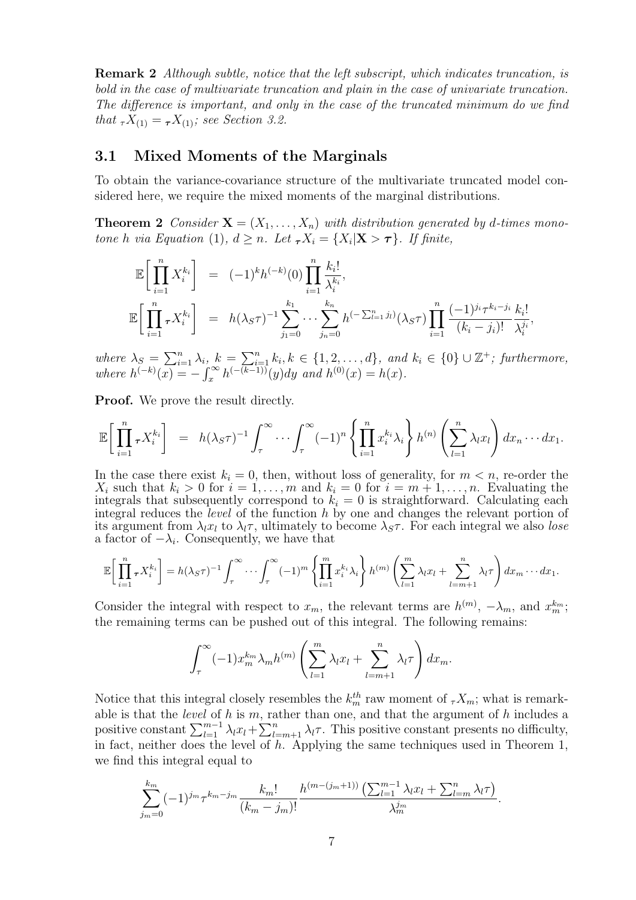**Remark 2** *Although subtle, notice that the left subscript, which indicates truncation, is bold in the case of multivariate truncation and plain in the case of univariate truncation. The difference is important, and only in the case of the truncated minimum do we find that ${}_{\tau}X_{(1)} = {}_{\boldsymbol{\tau}}X_{(1)}$; see Section 3.2.*

### 3.1 Mixed Moments of the Marginals

To obtain the variance-covariance structure of the multivariate truncated model considered here, we require the mixed moments of the marginal distributions.

**Theorem 2** *Consider $\mathbf{X} = (X_1, \ldots, X_n)$ with distribution generated by d-times monotone h via Equation (1), $d \geq n$. Let ${}_{\boldsymbol{\tau}}X_i = \{X_i | \mathbf{X} > \boldsymbol{\tau}\}$. If finite,*

$$
\begin{aligned}
\mathbb{E}\bigg[\prod_{i=1}^{n} X_i^{k_i}\bigg] &= (-1)^k h^{(-k)}(0) \prod_{i=1}^{n} \frac{k_i!}{\lambda_i^{k_i}}, \\
\mathbb{E}\bigg[\prod_{i=1}^{n} {}_{\boldsymbol{\tau}}X_i^{k_i}\bigg] &= h(\lambda_S \tau)^{-1} \sum_{j_1=0}^{k_1} \cdots \sum_{j_n=0}^{k_n} h^{(-\sum_{l=1}^{n} j_l)}(\lambda_S \tau) \prod_{i=1}^{n} \frac{(-1)^{j_i} \tau^{k_i - j_i}}{(k_i - j_i)!} \frac{k_i!}{\lambda_i^{j_i}},
\end{aligned}
$$

*where $\lambda_S = \sum_{i=1}^{n} \lambda_i$, $k = \sum_{i=1}^{n} k_i, k \in \{1, 2, \ldots, d\}$, and $k_i \in \{0\} \cup \mathbb{Z}^+$; furthermore, where $h^{(-k)}(x) = -\int_x^\infty h^{(-(k-1))}(y)dy$ and $h^{(0)}(x) = h(x)$.*

**Proof.** We prove the result directly.

$$
\mathbb{E}\bigg[\prod_{i=1}^{n} {}_{\boldsymbol{\tau}}X_i^{k_i}\bigg] = h(\lambda_S \tau)^{-1} \int_\tau^\infty \cdots \int_\tau^\infty (-1)^n \left\{\prod_{i=1}^{n} x_i^{k_i} \lambda_i \right\} h^{(n)}\left(\sum_{l=1}^{n} \lambda_l x_l\right) dx_n \cdots dx_1.
$$

In the case there exist $k_i = 0$, then, without loss of generality, for $m < n$, re-order the $X_i$ such that $k_i > 0$ for $i = 1, \ldots, m$ and $k_i = 0$ for $i = m+1, \ldots, n$. Evaluating the integrals that subsequently correspond to $k_i = 0$ is straightforward. Calculating each integral reduces the *level* of the function $h$ by one and changes the relevant portion of its argument from $\lambda_l x_l$ to $\lambda_l \tau$, ultimately to become $\lambda_S \tau$. For each integral we also *lose* a factor of $-\lambda_i$. Consequently, we have that

$$
\mathbb{E}\bigg[\prod_{i=1}^{n} {}_{\boldsymbol{\tau}}X_i^{k_i}\bigg] = h(\lambda_S \tau)^{-1} \int_\tau^\infty \cdots \int_\tau^\infty (-1)^m \left\{\prod_{i=1}^{m} x_i^{k_i} \lambda_i \right\} h^{(m)}\left(\sum_{l=1}^{m} \lambda_l x_l + \sum_{l=m+1}^{n} \lambda_l \tau\right) dx_m \cdots dx_1.
$$

Consider the integral with respect to $x_m$, the relevant terms are $h^{(m)}$, $-\lambda_m$, and $x_m^{k_m}$; the remaining terms can be pushed out of this integral. The following remains:

$$
\int_\tau^\infty (-1) x_m^{k_m} \lambda_m h^{(m)}\left(\sum_{l=1}^{m} \lambda_l x_l + \sum_{l=m+1}^{n} \lambda_l \tau\right) dx_m.
$$

Notice that this integral closely resembles the $k_m^{th}$ raw moment of ${}_{\tau}X_m$; what is remarkable is that the *level* of $h$ is $m$, rather than one, and that the argument of $h$ includes a positive constant $\sum_{l=1}^{m-1} \lambda_l x_l + \sum_{l=m+1}^{n} \lambda_l \tau$. This positive constant presents no difficulty, in fact, neither does the level of $h$. Applying the same techniques used in Theorem 1, we find this integral equal to

$$
\sum_{j_m=0}^{k_m} (-1)^{j_m} \tau^{k_m - j_m} \frac{k_m!}{(k_m - j_m)!} \frac{h^{(m-(j_m+1))}\left(\sum_{l=1}^{m-1} \lambda_l x_l + \sum_{l=m}^{n} \lambda_l \tau\right)}{\lambda_m^{j_m}}.
$$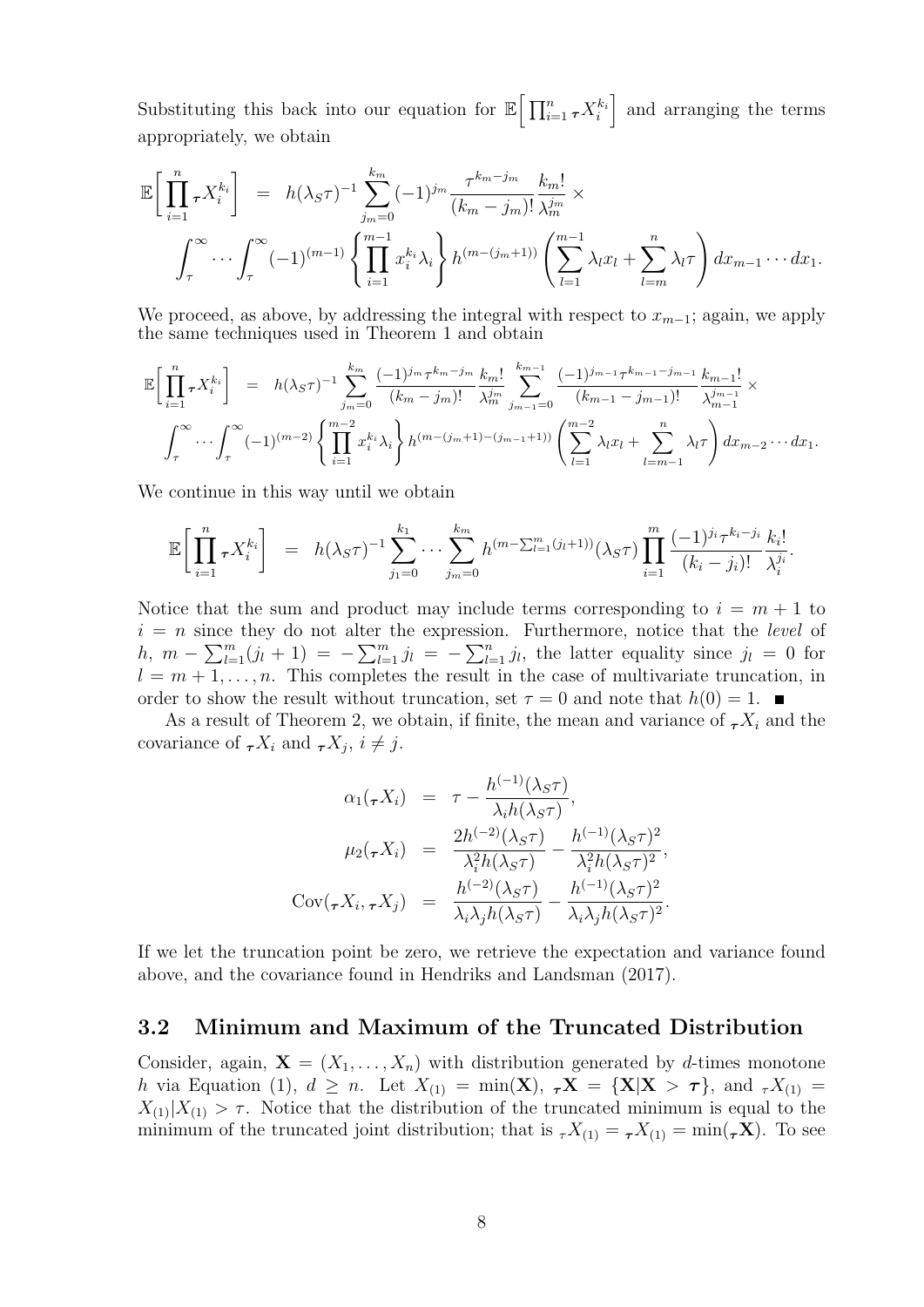Substituting this back into our equation for $\mathbb{E}\Big[\prod_{i=1}^n {}_{\boldsymbol{\tau}}X_i^{k_i}\Big]$ and arranging the terms appropriately, we obtain

$$
\begin{aligned}
\mathbb{E}\bigg[\prod_{i=1}^n {}_{\boldsymbol{\tau}}X_i^{k_i}\bigg] &= h(\lambda_S\tau)^{-1}\sum_{j_m=0}^{k_m}(-1)^{j_m}\frac{\tau^{k_m-j_m}}{(k_m-j_m)!}\frac{k_m!}{\lambda_m^{j_m}}\times \\
&\int_\tau^\infty\cdots\int_\tau^\infty(-1)^{(m-1)}\left\{\prod_{i=1}^{m-1}x_i^{k_i}\lambda_i\right\}h^{(m-(j_m+1))}\left(\sum_{l=1}^{m-1}\lambda_l x_l+\sum_{l=m}^{n}\lambda_l\tau\right)dx_{m-1}\cdots dx_1.
\end{aligned}
$$

We proceed, as above, by addressing the integral with respect to $x_{m-1}$; again, we apply the same techniques used in Theorem 1 and obtain

$$
\begin{aligned}
\mathbb{E}\bigg[\prod_{i=1}^n {}_{\boldsymbol{\tau}}X_i^{k_i}\bigg] &= h(\lambda_S\tau)^{-1}\sum_{j_m=0}^{k_m}\frac{(-1)^{j_m}\tau^{k_m-j_m}}{(k_m-j_m)!}\frac{k_m!}{\lambda_m^{j_m}}\sum_{j_{m-1}=0}^{k_{m-1}}\frac{(-1)^{j_{m-1}}\tau^{k_{m-1}-j_{m-1}}}{(k_{m-1}-j_{m-1})!}\frac{k_{m-1}!}{\lambda_{m-1}^{j_{m-1}}}\times \\
&\int_\tau^\infty\cdots\int_\tau^\infty(-1)^{(m-2)}\left\{\prod_{i=1}^{m-2}x_i^{k_i}\lambda_i\right\}h^{(m-(j_m+1)-(j_{m-1}+1))}\left(\sum_{l=1}^{m-2}\lambda_l x_l+\sum_{l=m-1}^{n}\lambda_l\tau\right)dx_{m-2}\cdots dx_1.
\end{aligned}
$$

We continue in this way until we obtain

$$
\mathbb{E}\bigg[\prod_{i=1}^n {}_{\boldsymbol{\tau}}X_i^{k_i}\bigg] = h(\lambda_S\tau)^{-1}\sum_{j_1=0}^{k_1}\cdots\sum_{j_m=0}^{k_m}h^{(m-\sum_{l=1}^m(j_l+1))}(\lambda_S\tau)\prod_{i=1}^m\frac{(-1)^{j_i}\tau^{k_i-j_i}}{(k_i-j_i)!}\frac{k_i!}{\lambda_i^{j_i}}.
$$

Notice that the sum and product may include terms corresponding to $i=m+1$ to $i=n$ since they do not alter the expression. Furthermore, notice that the *level* of $h$, $m-\sum_{l=1}^m(j_l+1)=-\sum_{l=1}^m j_l=-\sum_{l=1}^n j_l$, the latter equality since $j_l=0$ for $l=m+1,\ldots,n$. This completes the result in the case of multivariate truncation, in order to show the result without truncation, set $\tau=0$ and note that $h(0)=1$. ■

As a result of Theorem 2, we obtain, if finite, the mean and variance of ${}_{\boldsymbol{\tau}}X_i$ and the covariance of ${}_{\boldsymbol{\tau}}X_i$ and ${}_{\boldsymbol{\tau}}X_j$, $i\neq j$.

$$
\begin{aligned}
\alpha_1({}_{\boldsymbol{\tau}}X_i) &= \tau-\frac{h^{(-1)}(\lambda_S\tau)}{\lambda_i h(\lambda_S\tau)},\\
\mu_2({}_{\boldsymbol{\tau}}X_i) &= \frac{2h^{(-2)}(\lambda_S\tau)}{\lambda_i^2 h(\lambda_S\tau)}-\frac{h^{(-1)}(\lambda_S\tau)^2}{\lambda_i^2 h(\lambda_S\tau)^2},\\
\mathrm{Cov}({}_{\boldsymbol{\tau}}X_i,{}_{\boldsymbol{\tau}}X_j) &= \frac{h^{(-2)}(\lambda_S\tau)}{\lambda_i\lambda_j h(\lambda_S\tau)}-\frac{h^{(-1)}(\lambda_S\tau)^2}{\lambda_i\lambda_j h(\lambda_S\tau)^2}.
\end{aligned}
$$

If we let the truncation point be zero, we retrieve the expectation and variance found above, and the covariance found in Hendriks and Landsman (2017).

### 3.2 Minimum and Maximum of the Truncated Distribution

Consider, again, $\mathbf{X}=(X_1,\ldots,X_n)$ with distribution generated by $d$-times monotone $h$ via Equation (1), $d\geq n$. Let $X_{(1)}=\min(\mathbf{X})$, ${}_{\boldsymbol{\tau}}\mathbf{X}=\{\mathbf{X}|\mathbf{X}>\boldsymbol{\tau}\}$, and ${}_{\tau}X_{(1)}=X_{(1)}|X_{(1)}>\tau$. Notice that the distribution of the truncated minimum is equal to the minimum of the truncated joint distribution; that is ${}_{\tau}X_{(1)}={}_{\boldsymbol{\tau}}X_{(1)}=\min({}_{\boldsymbol{\tau}}\mathbf{X})$. To see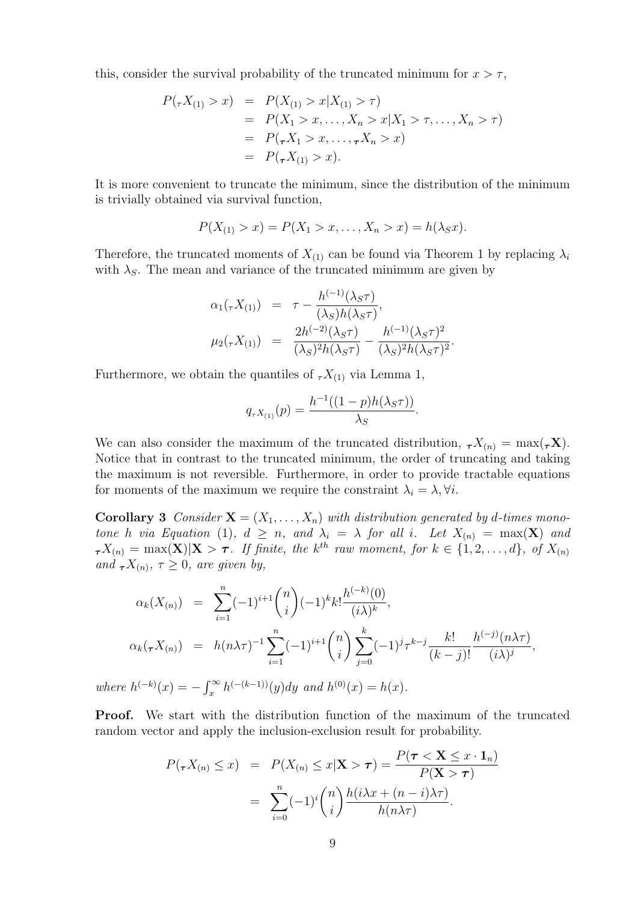this, consider the survival probability of the truncated minimum for $x > \tau$,

$$
\begin{aligned}
P({}_{\tau}X_{(1)} > x) &= P(X_{(1)} > x | X_{(1)} > \tau) \\
&= P(X_1 > x, \ldots, X_n > x | X_1 > \tau, \ldots, X_n > \tau) \\
&= P({}_{\boldsymbol{\tau}}X_1 > x, \ldots, {}_{\boldsymbol{\tau}}X_n > x) \\
&= P({}_{\boldsymbol{\tau}}X_{(1)} > x).
\end{aligned}
$$

It is more convenient to truncate the minimum, since the distribution of the minimum is trivially obtained via survival function,

$$
P(X_{(1)} > x) = P(X_1 > x, \ldots, X_n > x) = h(\lambda_S x).
$$

Therefore, the truncated moments of $X_{(1)}$ can be found via Theorem 1 by replacing $\lambda_i$ with $\lambda_S$. The mean and variance of the truncated minimum are given by

$$
\begin{aligned}
\alpha_1({}_{\tau}X_{(1)}) &= \tau - \frac{h^{(-1)}(\lambda_S \tau)}{(\lambda_S) h(\lambda_S \tau)}, \\
\mu_2({}_{\tau}X_{(1)}) &= \frac{2h^{(-2)}(\lambda_S \tau)}{(\lambda_S)^2 h(\lambda_S \tau)} - \frac{h^{(-1)}(\lambda_S \tau)^2}{(\lambda_S)^2 h(\lambda_S \tau)^2}.
\end{aligned}
$$

Furthermore, we obtain the quantiles of ${}_{\tau}X_{(1)}$ via Lemma 1,

$$
q_{{}_{\tau}X_{(1)}}(p) = \frac{h^{-1}((1-p)h(\lambda_S \tau))}{\lambda_S}.
$$

We can also consider the maximum of the truncated distribution, ${}_{\boldsymbol{\tau}}X_{(n)} = \max({}_{\boldsymbol{\tau}}\mathbf{X})$. Notice that in contrast to the truncated minimum, the order of truncating and taking the maximum is not reversible. Furthermore, in order to provide tractable equations for moments of the maximum we require the constraint $\lambda_i = \lambda, \forall i$.

**Corollary 3** *Consider $\mathbf{X} = (X_1, \ldots, X_n)$ with distribution generated by $d$-times monotone $h$ via Equation (1), $d \geq n$, and $\lambda_i = \lambda$ for all $i$. Let $X_{(n)} = \max(\mathbf{X})$ and ${}_{\boldsymbol{\tau}}X_{(n)} = \max(\mathbf{X}) | \mathbf{X} > \boldsymbol{\tau}$. If finite, the $k^{th}$ raw moment, for $k \in \{1, 2, \ldots, d\}$, of $X_{(n)}$ and ${}_{\boldsymbol{\tau}}X_{(n)}$, $\tau \geq 0$, are given by,*

$$
\begin{aligned}
\alpha_k(X_{(n)}) &= \sum_{i=1}^{n} (-1)^{i+1} \binom{n}{i} (-1)^k k! \frac{h^{(-k)}(0)}{(i\lambda)^k}, \\
\alpha_k({}_{\boldsymbol{\tau}}X_{(n)}) &= h(n\lambda\tau)^{-1} \sum_{i=1}^{n} (-1)^{i+1} \binom{n}{i} \sum_{j=0}^{k} (-1)^j \tau^{k-j} \frac{k!}{(k-j)!} \frac{h^{(-j)}(n\lambda\tau)}{(i\lambda)^j},
\end{aligned}
$$

*where $h^{(-k)}(x) = -\int_x^\infty h^{(-(k-1))}(y)dy$ and $h^{(0)}(x) = h(x)$.*

**Proof.** We start with the distribution function of the maximum of the truncated random vector and apply the inclusion-exclusion result for probability.

$$
\begin{aligned}
P({}_{\boldsymbol{\tau}}X_{(n)} \leq x) &= P(X_{(n)} \leq x | \mathbf{X} > \boldsymbol{\tau}) = \frac{P(\boldsymbol{\tau} < \mathbf{X} \leq x \cdot \mathbf{1}_n)}{P(\mathbf{X} > \boldsymbol{\tau})} \\
&= \sum_{i=0}^{n} (-1)^i \binom{n}{i} \frac{h(i\lambda x + (n-i)\lambda\tau)}{h(n\lambda\tau)}.
\end{aligned}
$$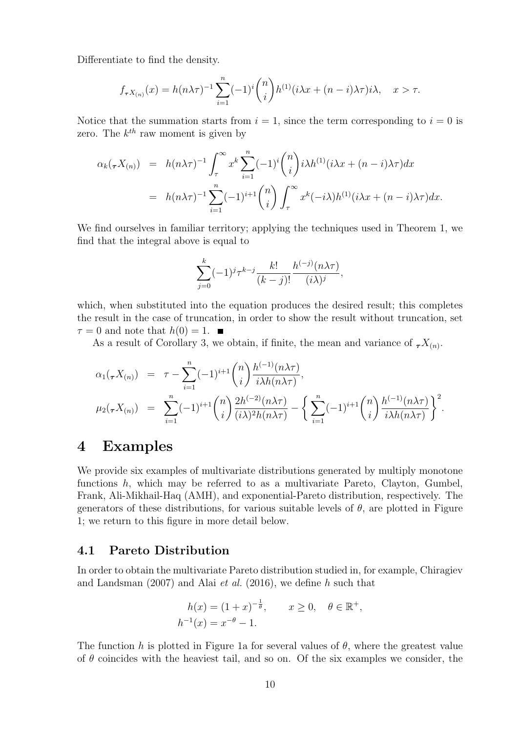Differentiate to find the density.

$$f_{\tau X_{(n)}}(x) = h(n\lambda\tau)^{-1}\sum_{i=1}^{n}(-1)^i\binom{n}{i}h^{(1)}(i\lambda x + (n-i)\lambda\tau)i\lambda, \quad x > \tau.$$

Notice that the summation starts from $i = 1$, since the term corresponding to $i = 0$ is zero. The $k^{th}$ raw moment is given by

$$\begin{aligned}
\alpha_k({}_{\tau}X_{(n)}) &= h(n\lambda\tau)^{-1}\int_{\tau}^{\infty} x^k \sum_{i=1}^{n}(-1)^i\binom{n}{i}i\lambda h^{(1)}(i\lambda x + (n-i)\lambda\tau)dx \\
&= h(n\lambda\tau)^{-1}\sum_{i=1}^{n}(-1)^{i+1}\binom{n}{i}\int_{\tau}^{\infty} x^k(-i\lambda)h^{(1)}(i\lambda x + (n-i)\lambda\tau)dx.
\end{aligned}$$

We find ourselves in familiar territory; applying the techniques used in Theorem 1, we find that the integral above is equal to

$$\sum_{j=0}^{k}(-1)^j\tau^{k-j}\frac{k!}{(k-j)!}\frac{h^{(-j)}(n\lambda\tau)}{(i\lambda)^j},$$

which, when substituted into the equation produces the desired result; this completes the result in the case of truncation, in order to show the result without truncation, set $\tau = 0$ and note that $h(0) = 1$. ∎

As a result of Corollary 3, we obtain, if finite, the mean and variance of ${}_{\tau}X_{(n)}$.

$$\begin{aligned}
\alpha_1({}_{\tau}X_{(n)}) &= \tau - \sum_{i=1}^{n}(-1)^{i+1}\binom{n}{i}\frac{h^{(-1)}(n\lambda\tau)}{i\lambda h(n\lambda\tau)}, \\
\mu_2({}_{\tau}X_{(n)}) &= \sum_{i=1}^{n}(-1)^{i+1}\binom{n}{i}\frac{2h^{(-2)}(n\lambda\tau)}{(i\lambda)^2 h(n\lambda\tau)} - \left\{\sum_{i=1}^{n}(-1)^{i+1}\binom{n}{i}\frac{h^{(-1)}(n\lambda\tau)}{i\lambda h(n\lambda\tau)}\right\}^2.
\end{aligned}$$

# 4 Examples

We provide six examples of multivariate distributions generated by multiply monotone functions $h$, which may be referred to as a multivariate Pareto, Clayton, Gumbel, Frank, Ali-Mikhail-Haq (AMH), and exponential-Pareto distribution, respectively. The generators of these distributions, for various suitable levels of $\theta$, are plotted in Figure 1; we return to this figure in more detail below.

## 4.1 Pareto Distribution

In order to obtain the multivariate Pareto distribution studied in, for example, Chiragiev and Landsman (2007) and Alai *et al.* (2016), we define $h$ such that

$$\begin{aligned}
h(x) &= (1+x)^{-\frac{1}{\theta}}, \qquad x \geq 0, \quad \theta \in \mathbb{R}^+, \\
h^{-1}(x) &= x^{-\theta} - 1.
\end{aligned}$$

The function $h$ is plotted in Figure 1a for several values of $\theta$, where the greatest value of $\theta$ coincides with the heaviest tail, and so on. Of the six examples we consider, the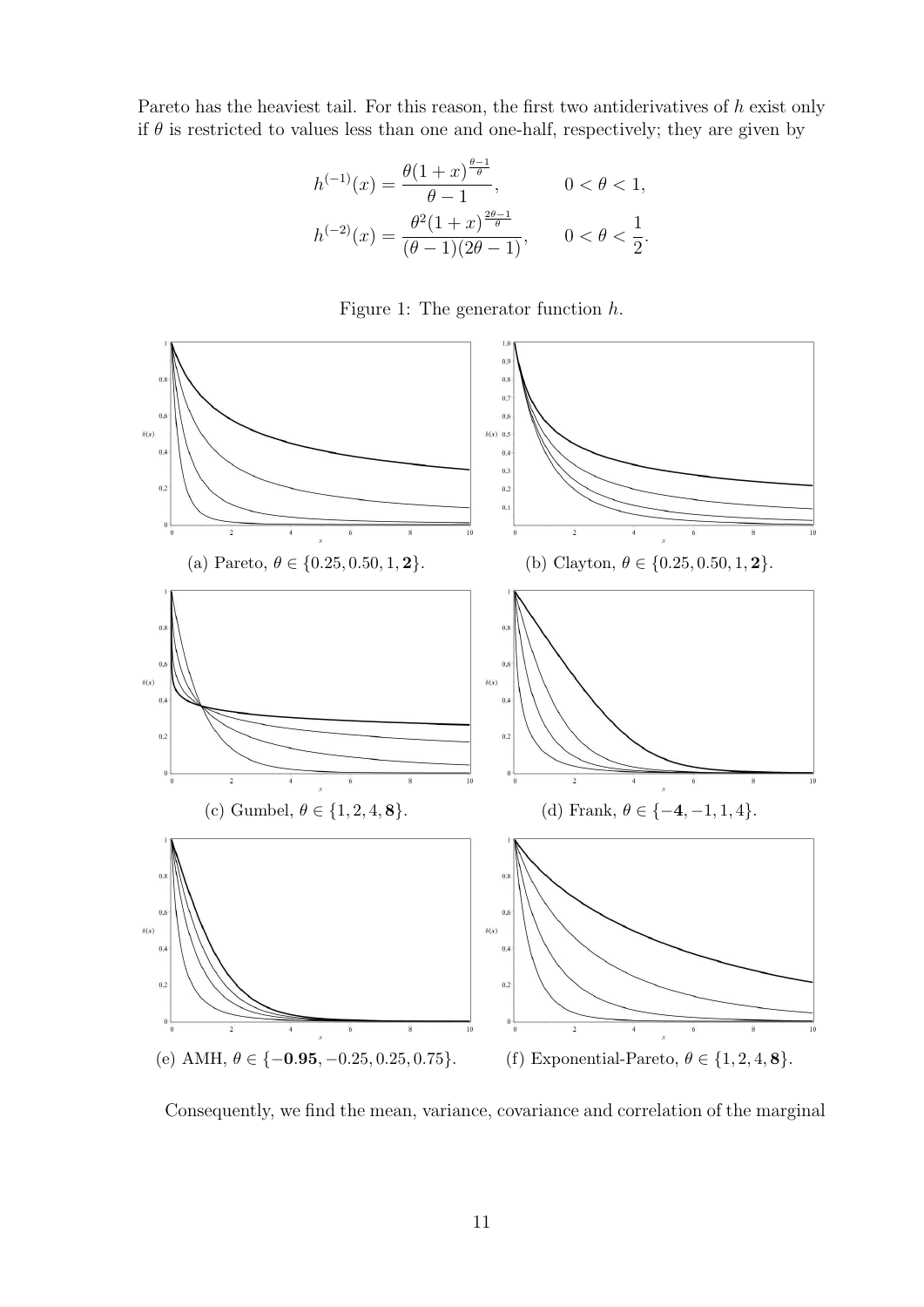Pareto has the heaviest tail. For this reason, the first two antiderivatives of $h$ exist only if $\theta$ is restricted to values less than one and one-half, respectively; they are given by

$$h^{(-1)}(x) = \frac{\theta(1+x)^{\frac{\theta-1}{\theta}}}{\theta-1}, \qquad 0<\theta<1,$$
$$h^{(-2)}(x) = \frac{\theta^2(1+x)^{\frac{2\theta-1}{\theta}}}{(\theta-1)(2\theta-1)}, \qquad 0<\theta<\frac{1}{2}.$$

Figure 1: The generator function $h$.

(a) Pareto, $\theta \in \{0.25, 0.50, 1, \mathbf{2}\}$.

(b) Clayton, $\theta \in \{0.25, 0.50, 1, \mathbf{2}\}$.

(c) Gumbel, $\theta \in \{1, 2, 4, \mathbf{8}\}$.

(d) Frank, $\theta \in \{\mathbf{-4}, -1, 1, 4\}$.

(e) AMH, $\theta \in \{\mathbf{-0.95}, -0.25, 0.25, 0.75\}$.

(f) Exponential-Pareto, $\theta \in \{1, 2, 4, \mathbf{8}\}$.

Consequently, we find the mean, variance, covariance and correlation of the marginal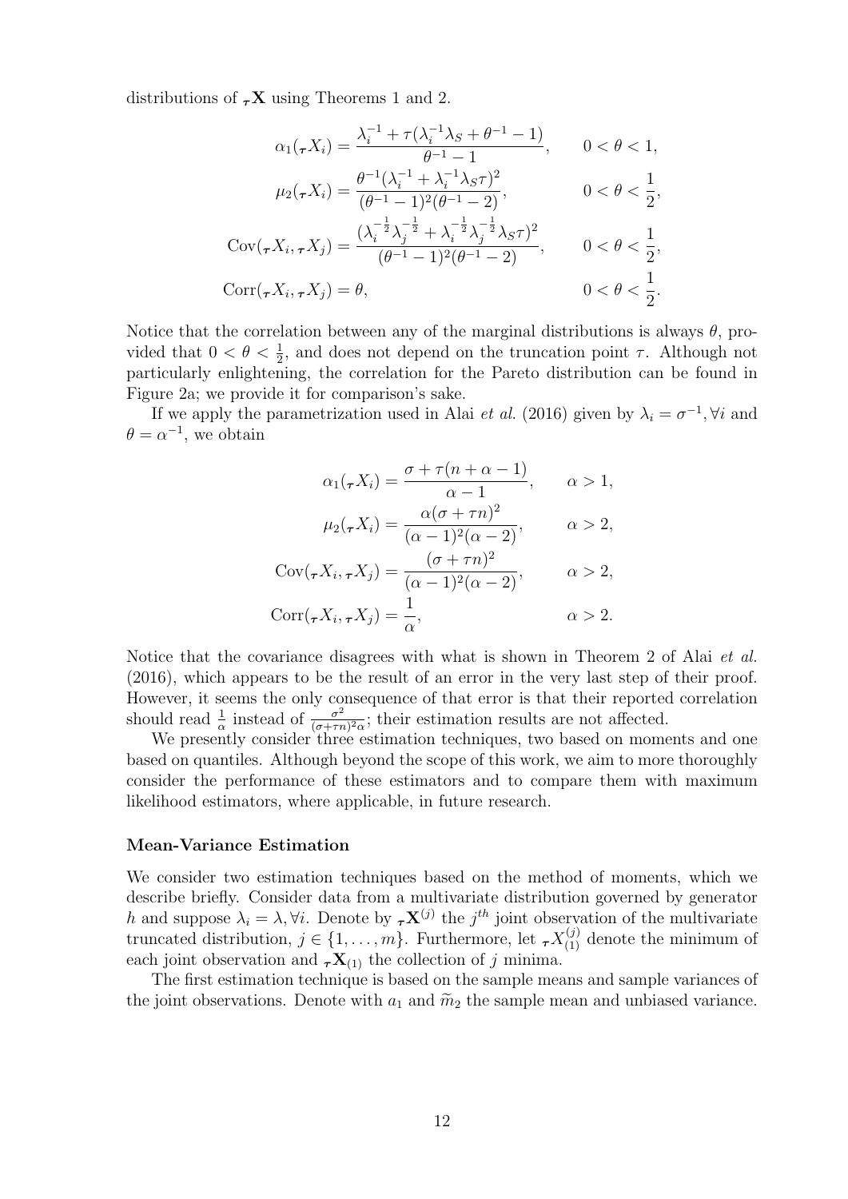distributions of ${}_{\boldsymbol{\tau}}\mathbf{X}$ using Theorems 1 and 2.

$$
\begin{aligned}
\alpha_1({}_{\boldsymbol{\tau}}X_i) &= \frac{\lambda_i^{-1} + \tau(\lambda_i^{-1}\lambda_S + \theta^{-1} - 1)}{\theta^{-1} - 1}, && 0 < \theta < 1, \\
\mu_2({}_{\boldsymbol{\tau}}X_i) &= \frac{\theta^{-1}(\lambda_i^{-1} + \lambda_i^{-1}\lambda_S\tau)^2}{(\theta^{-1} - 1)^2(\theta^{-1} - 2)}, && 0 < \theta < \frac{1}{2}, \\
\operatorname{Cov}({}_{\boldsymbol{\tau}}X_i, {}_{\boldsymbol{\tau}}X_j) &= \frac{(\lambda_i^{-\frac{1}{2}}\lambda_j^{-\frac{1}{2}} + \lambda_i^{-\frac{1}{2}}\lambda_j^{-\frac{1}{2}}\lambda_S\tau)^2}{(\theta^{-1} - 1)^2(\theta^{-1} - 2)}, && 0 < \theta < \frac{1}{2}, \\
\operatorname{Corr}({}_{\boldsymbol{\tau}}X_i, {}_{\boldsymbol{\tau}}X_j) &= \theta, && 0 < \theta < \frac{1}{2}.
\end{aligned}
$$

Notice that the correlation between any of the marginal distributions is always $\theta$, provided that $0 < \theta < \frac{1}{2}$, and does not depend on the truncation point $\tau$. Although not particularly enlightening, the correlation for the Pareto distribution can be found in Figure 2a; we provide it for comparison's sake.

If we apply the parametrization used in Alai *et al.* (2016) given by $\lambda_i = \sigma^{-1}, \forall i$ and $\theta = \alpha^{-1}$, we obtain

$$
\begin{aligned}
\alpha_1({}_{\boldsymbol{\tau}}X_i) &= \frac{\sigma + \tau(n + \alpha - 1)}{\alpha - 1}, && \alpha > 1, \\
\mu_2({}_{\boldsymbol{\tau}}X_i) &= \frac{\alpha(\sigma + \tau n)^2}{(\alpha - 1)^2(\alpha - 2)}, && \alpha > 2, \\
\operatorname{Cov}({}_{\boldsymbol{\tau}}X_i, {}_{\boldsymbol{\tau}}X_j) &= \frac{(\sigma + \tau n)^2}{(\alpha - 1)^2(\alpha - 2)}, && \alpha > 2, \\
\operatorname{Corr}({}_{\boldsymbol{\tau}}X_i, {}_{\boldsymbol{\tau}}X_j) &= \frac{1}{\alpha}, && \alpha > 2.
\end{aligned}
$$

Notice that the covariance disagrees with what is shown in Theorem 2 of Alai *et al.* (2016), which appears to be the result of an error in the very last step of their proof. However, it seems the only consequence of that error is that their reported correlation should read $\frac{1}{\alpha}$ instead of $\frac{\sigma^2}{(\sigma+\tau n)^2\alpha}$; their estimation results are not affected.

We presently consider three estimation techniques, two based on moments and one based on quantiles. Although beyond the scope of this work, we aim to more thoroughly consider the performance of these estimators and to compare them with maximum likelihood estimators, where applicable, in future research.

**Mean-Variance Estimation**

We consider two estimation techniques based on the method of moments, which we describe briefly. Consider data from a multivariate distribution governed by generator $h$ and suppose $\lambda_i = \lambda, \forall i$. Denote by ${}_{\boldsymbol{\tau}}\mathbf{X}^{(j)}$ the $j^{th}$ joint observation of the multivariate truncated distribution, $j \in \{1, \ldots, m\}$. Furthermore, let ${}_{\boldsymbol{\tau}}X_{(1)}^{(j)}$ denote the minimum of each joint observation and ${}_{\boldsymbol{\tau}}\mathbf{X}_{(1)}$ the collection of $j$ minima.

The first estimation technique is based on the sample means and sample variances of the joint observations. Denote with $a_1$ and $\widetilde{m}_2$ the sample mean and unbiased variance.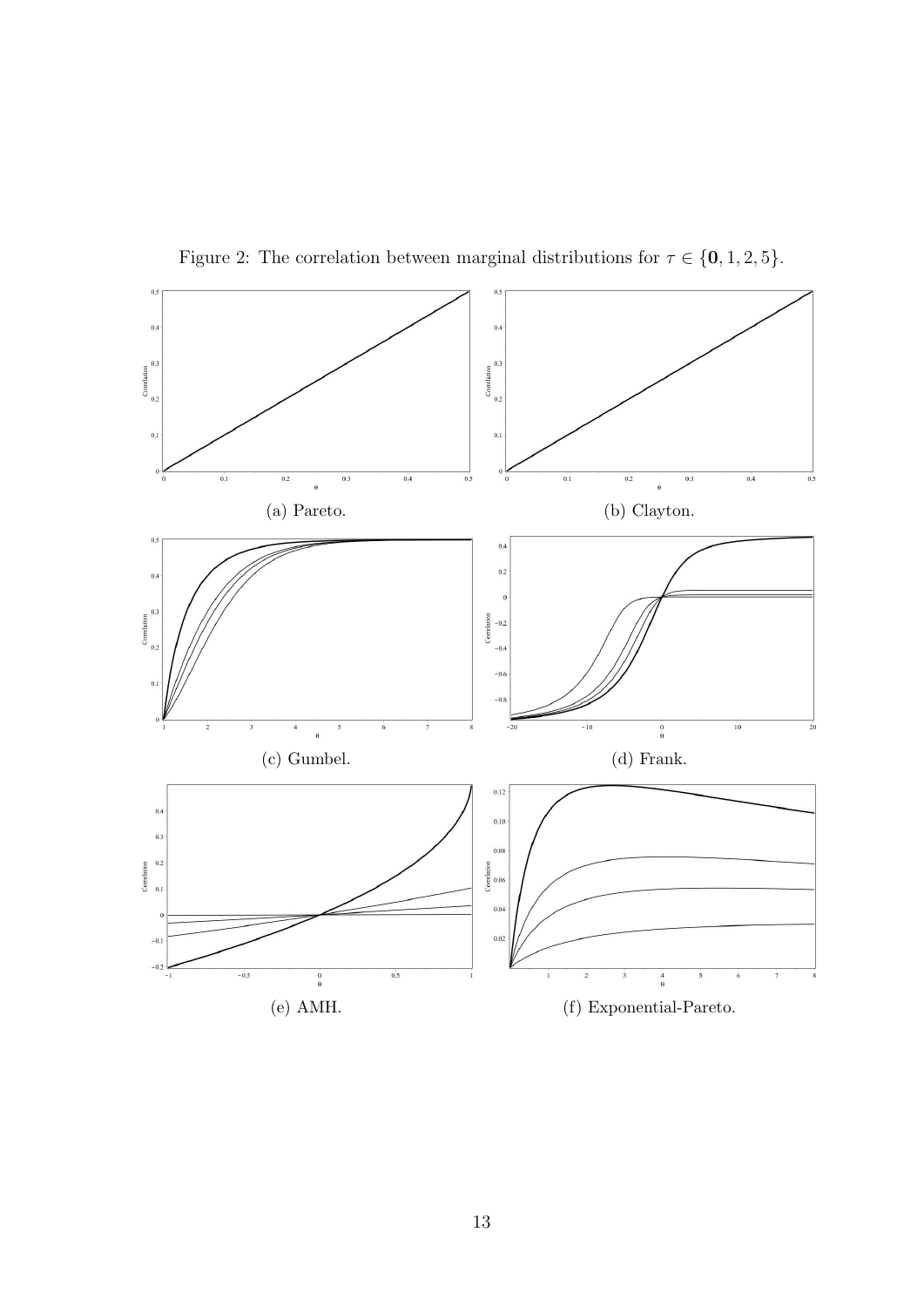Figure 2: The correlation between marginal distributions for $\tau \in \{\mathbf{0}, 1, 2, 5\}$.

(a) Pareto.

(b) Clayton.

(c) Gumbel.

(d) Frank.

(e) AMH.

(f) Exponential-Pareto.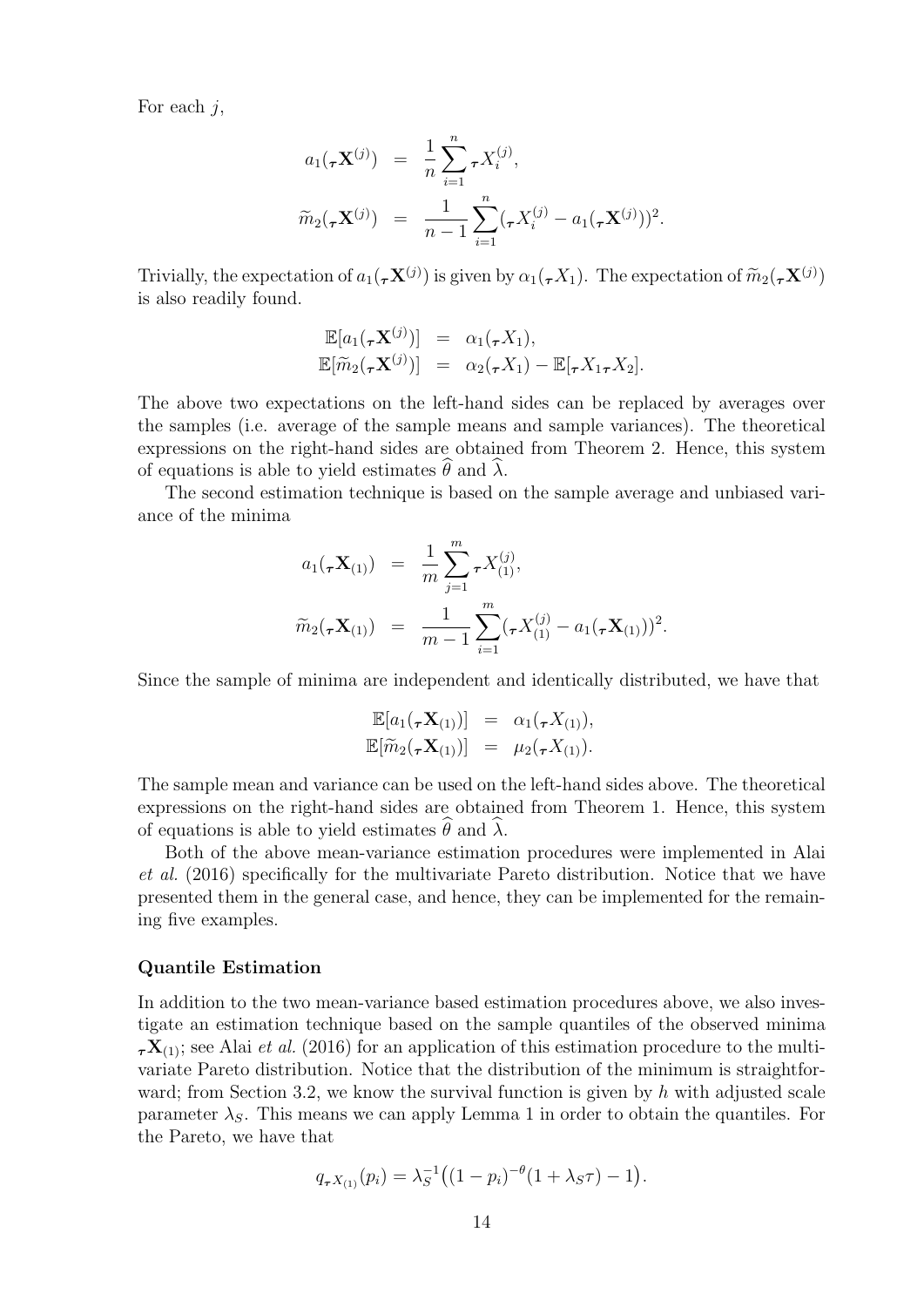For each $j$,

$$
\begin{aligned}
a_1({}_{\boldsymbol{\tau}}\mathbf{X}^{(j)}) &= \frac{1}{n}\sum_{i=1}^{n} {}_{\boldsymbol{\tau}}X_i^{(j)}, \\
\widetilde{m}_2({}_{\boldsymbol{\tau}}\mathbf{X}^{(j)}) &= \frac{1}{n-1}\sum_{i=1}^{n}({}_{\boldsymbol{\tau}}X_i^{(j)} - a_1({}_{\boldsymbol{\tau}}\mathbf{X}^{(j)}))^2.
\end{aligned}
$$

Trivially, the expectation of $a_1({}_{\boldsymbol{\tau}}\mathbf{X}^{(j)})$ is given by $\alpha_1({}_{\boldsymbol{\tau}}X_1)$. The expectation of $\widetilde{m}_2({}_{\boldsymbol{\tau}}\mathbf{X}^{(j)})$ is also readily found.

$$
\begin{aligned}
\mathbb{E}[a_1({}_{\boldsymbol{\tau}}\mathbf{X}^{(j)})] &= \alpha_1({}_{\boldsymbol{\tau}}X_1), \\
\mathbb{E}[\widetilde{m}_2({}_{\boldsymbol{\tau}}\mathbf{X}^{(j)})] &= \alpha_2({}_{\boldsymbol{\tau}}X_1) - \mathbb{E}[{}_{\boldsymbol{\tau}}X_1 {}_{\boldsymbol{\tau}}X_2].
\end{aligned}
$$

The above two expectations on the left-hand sides can be replaced by averages over the samples (i.e. average of the sample means and sample variances). The theoretical expressions on the right-hand sides are obtained from Theorem 2. Hence, this system of equations is able to yield estimates $\widehat{\theta}$ and $\widehat{\lambda}$.

The second estimation technique is based on the sample average and unbiased variance of the minima

$$
\begin{aligned}
a_1({}_{\boldsymbol{\tau}}\mathbf{X}_{(1)}) &= \frac{1}{m}\sum_{j=1}^{m} {}_{\boldsymbol{\tau}}X_{(1)}^{(j)}, \\
\widetilde{m}_2({}_{\boldsymbol{\tau}}\mathbf{X}_{(1)}) &= \frac{1}{m-1}\sum_{i=1}^{m}({}_{\boldsymbol{\tau}}X_{(1)}^{(j)} - a_1({}_{\boldsymbol{\tau}}\mathbf{X}_{(1)}))^2.
\end{aligned}
$$

Since the sample of minima are independent and identically distributed, we have that

$$
\begin{aligned}
\mathbb{E}[a_1({}_{\boldsymbol{\tau}}\mathbf{X}_{(1)})] &= \alpha_1({}_{\boldsymbol{\tau}}X_{(1)}), \\
\mathbb{E}[\widetilde{m}_2({}_{\boldsymbol{\tau}}\mathbf{X}_{(1)})] &= \mu_2({}_{\boldsymbol{\tau}}X_{(1)}).
\end{aligned}
$$

The sample mean and variance can be used on the left-hand sides above. The theoretical expressions on the right-hand sides are obtained from Theorem 1. Hence, this system of equations is able to yield estimates $\widehat{\theta}$ and $\widehat{\lambda}$.

Both of the above mean-variance estimation procedures were implemented in Alai *et al.* (2016) specifically for the multivariate Pareto distribution. Notice that we have presented them in the general case, and hence, they can be implemented for the remaining five examples.

**Quantile Estimation**

In addition to the two mean-variance based estimation procedures above, we also investigate an estimation technique based on the sample quantiles of the observed minima ${}_{\boldsymbol{\tau}}\mathbf{X}_{(1)}$; see Alai *et al.* (2016) for an application of this estimation procedure to the multivariate Pareto distribution. Notice that the distribution of the minimum is straightforward; from Section 3.2, we know the survival function is given by $h$ with adjusted scale parameter $\lambda_S$. This means we can apply Lemma 1 in order to obtain the quantiles. For the Pareto, we have that

$$
q_{{}_{\boldsymbol{\tau}}X_{(1)}}(p_i) = \lambda_S^{-1}\big((1-p_i)^{-\theta}(1+\lambda_S\tau) - 1\big).
$$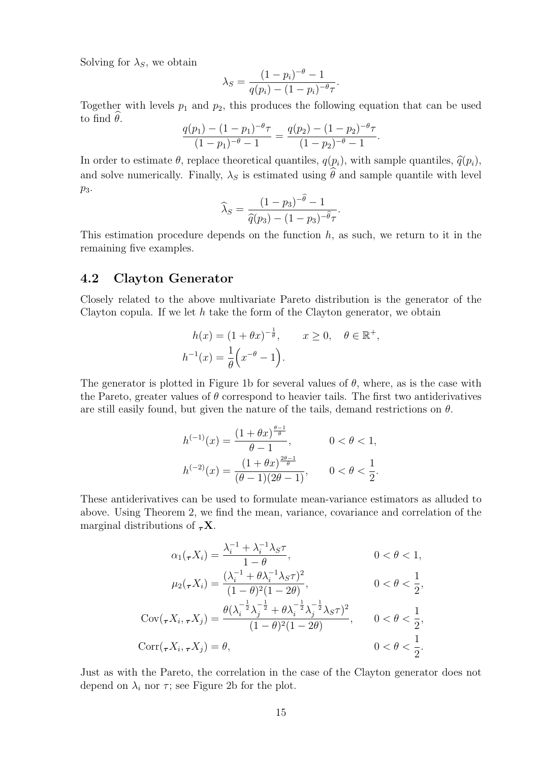Solving for $\lambda_S$, we obtain

$$\lambda_S = \frac{(1-p_i)^{-\theta} - 1}{q(p_i) - (1-p_i)^{-\theta}\tau}.$$

Together with levels $p_1$ and $p_2$, this produces the following equation that can be used to find $\widehat{\theta}$.

$$\frac{q(p_1) - (1-p_1)^{-\theta}\tau}{(1-p_1)^{-\theta} - 1} = \frac{q(p_2) - (1-p_2)^{-\theta}\tau}{(1-p_2)^{-\theta} - 1}.$$

In order to estimate $\theta$, replace theoretical quantiles, $q(p_i)$, with sample quantiles, $\widehat{q}(p_i)$, and solve numerically. Finally, $\lambda_S$ is estimated using $\widehat{\theta}$ and sample quantile with level $p_3$.

$$\widehat{\lambda}_S = \frac{(1-p_3)^{-\widehat{\theta}} - 1}{\widehat{q}(p_3) - (1-p_3)^{-\widehat{\theta}}\tau}.$$

This estimation procedure depends on the function $h$, as such, we return to it in the remaining five examples.

## 4.2 Clayton Generator

Closely related to the above multivariate Pareto distribution is the generator of the Clayton copula. If we let $h$ take the form of the Clayton generator, we obtain

$$\begin{aligned}
h(x) &= (1+\theta x)^{-\frac{1}{\theta}}, \qquad x \geq 0, \quad \theta \in \mathbb{R}^+, \\
h^{-1}(x) &= \frac{1}{\theta}\Big(x^{-\theta} - 1\Big).
\end{aligned}$$

The generator is plotted in Figure 1b for several values of $\theta$, where, as is the case with the Pareto, greater values of $\theta$ correspond to heavier tails. The first two antiderivatives are still easily found, but given the nature of the tails, demand restrictions on $\theta$.

$$\begin{aligned}
h^{(-1)}(x) &= \frac{(1+\theta x)^{\frac{\theta-1}{\theta}}}{\theta - 1}, \qquad 0 < \theta < 1, \\
h^{(-2)}(x) &= \frac{(1+\theta x)^{\frac{2\theta-1}{\theta}}}{(\theta-1)(2\theta-1)}, \qquad 0 < \theta < \frac{1}{2}.
\end{aligned}$$

These antiderivatives can be used to formulate mean-variance estimators as alluded to above. Using Theorem 2, we find the mean, variance, covariance and correlation of the marginal distributions of ${}_{\boldsymbol{\tau}}\mathbf{X}$.

$$\begin{aligned}
\alpha_1({}_{\boldsymbol{\tau}}X_i) &= \frac{\lambda_i^{-1} + \lambda_i^{-1}\lambda_S\tau}{1-\theta}, & 0 < \theta < 1, \\
\mu_2({}_{\boldsymbol{\tau}}X_i) &= \frac{(\lambda_i^{-1} + \theta\lambda_i^{-1}\lambda_S\tau)^2}{(1-\theta)^2(1-2\theta)}, & 0 < \theta < \frac{1}{2}, \\
\mathrm{Cov}({}_{\boldsymbol{\tau}}X_i, {}_{\boldsymbol{\tau}}X_j) &= \frac{\theta(\lambda_i^{-\frac{1}{2}}\lambda_j^{-\frac{1}{2}} + \theta\lambda_i^{-\frac{1}{2}}\lambda_j^{-\frac{1}{2}}\lambda_S\tau)^2}{(1-\theta)^2(1-2\theta)}, & 0 < \theta < \frac{1}{2}, \\
\mathrm{Corr}({}_{\boldsymbol{\tau}}X_i, {}_{\boldsymbol{\tau}}X_j) &= \theta, & 0 < \theta < \frac{1}{2}.
\end{aligned}$$

Just as with the Pareto, the correlation in the case of the Clayton generator does not depend on $\lambda_i$ nor $\tau$; see Figure 2b for the plot.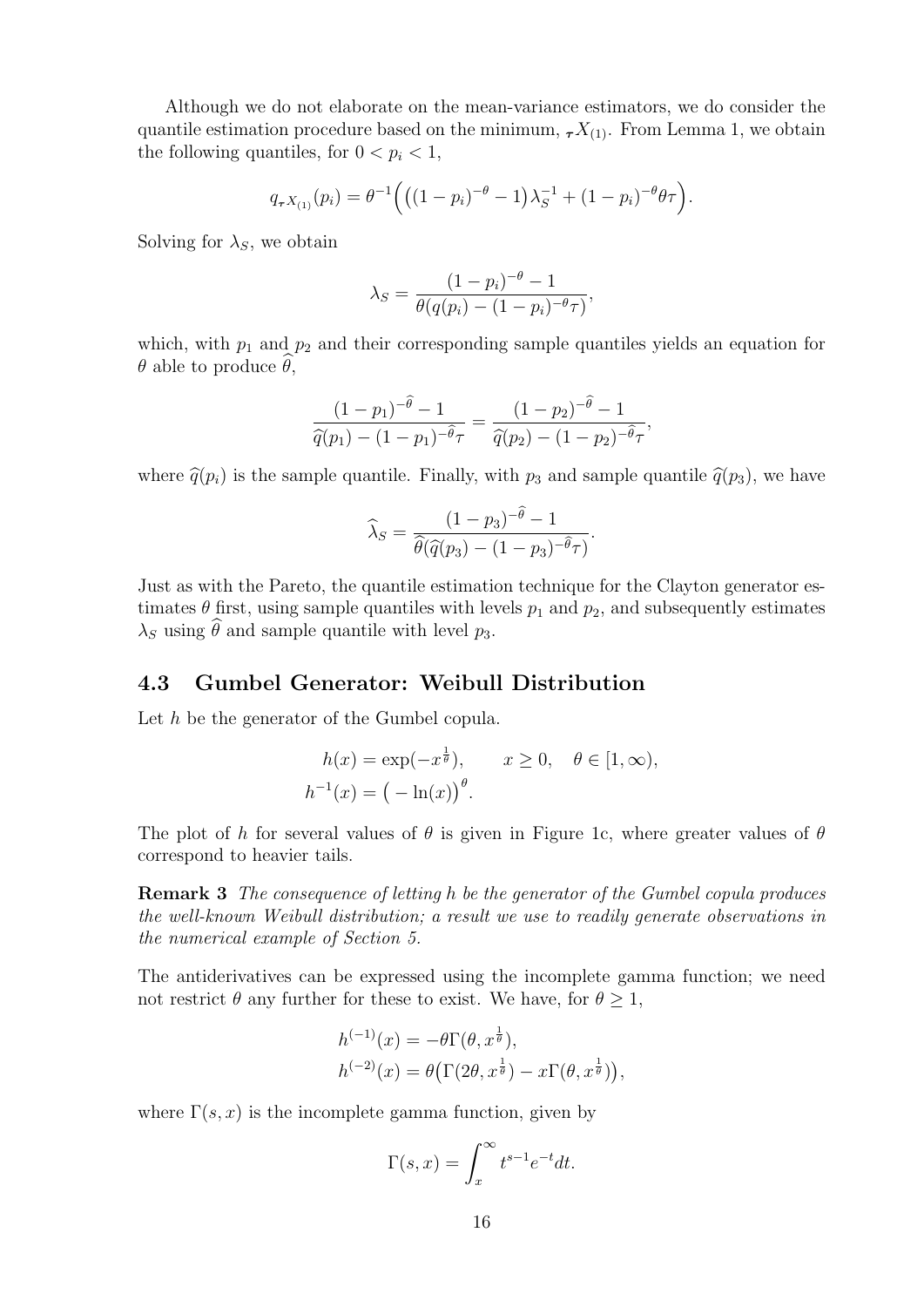Although we do not elaborate on the mean-variance estimators, we do consider the quantile estimation procedure based on the minimum, ${}_{\boldsymbol{\tau}}X_{(1)}$. From Lemma 1, we obtain the following quantiles, for $0 < p_i < 1$,

$$q_{{}_{\boldsymbol{\tau}}X_{(1)}}(p_i) = \theta^{-1}\Big(\big((1-p_i)^{-\theta} - 1\big)\lambda_S^{-1} + (1-p_i)^{-\theta}\theta\tau\Big).$$

Solving for $\lambda_S$, we obtain

$$\lambda_S = \frac{(1-p_i)^{-\theta} - 1}{\theta(q(p_i) - (1-p_i)^{-\theta}\tau)},$$

which, with $p_1$ and $p_2$ and their corresponding sample quantiles yields an equation for $\theta$ able to produce $\widehat{\theta}$,

$$\frac{(1-p_1)^{-\widehat{\theta}} - 1}{\widehat{q}(p_1) - (1-p_1)^{-\widehat{\theta}}\tau} = \frac{(1-p_2)^{-\widehat{\theta}} - 1}{\widehat{q}(p_2) - (1-p_2)^{-\widehat{\theta}}\tau},$$

where $\widehat{q}(p_i)$ is the sample quantile. Finally, with $p_3$ and sample quantile $\widehat{q}(p_3)$, we have

$$\widehat{\lambda}_S = \frac{(1-p_3)^{-\widehat{\theta}} - 1}{\widehat{\theta}(\widehat{q}(p_3) - (1-p_3)^{-\widehat{\theta}}\tau)}.$$

Just as with the Pareto, the quantile estimation technique for the Clayton generator estimates $\theta$ first, using sample quantiles with levels $p_1$ and $p_2$, and subsequently estimates $\lambda_S$ using $\widehat{\theta}$ and sample quantile with level $p_3$.

### 4.3 Gumbel Generator: Weibull Distribution

Let $h$ be the generator of the Gumbel copula.

$$h(x) = \exp(-x^{\frac{1}{\theta}}), \qquad x \geq 0, \quad \theta \in [1, \infty),$$
$$h^{-1}(x) = \big(-\ln(x)\big)^{\theta}.$$

The plot of $h$ for several values of $\theta$ is given in Figure 1c, where greater values of $\theta$ correspond to heavier tails.

**Remark 3** *The consequence of letting h be the generator of the Gumbel copula produces the well-known Weibull distribution; a result we use to readily generate observations in the numerical example of Section 5.*

The antiderivatives can be expressed using the incomplete gamma function; we need not restrict $\theta$ any further for these to exist. We have, for $\theta \geq 1$,

$$h^{(-1)}(x) = -\theta\Gamma(\theta, x^{\frac{1}{\theta}}),$$
$$h^{(-2)}(x) = \theta\big(\Gamma(2\theta, x^{\frac{1}{\theta}}) - x\Gamma(\theta, x^{\frac{1}{\theta}})\big),$$

where $\Gamma(s, x)$ is the incomplete gamma function, given by

$$\Gamma(s, x) = \int_x^{\infty} t^{s-1}e^{-t}dt.$$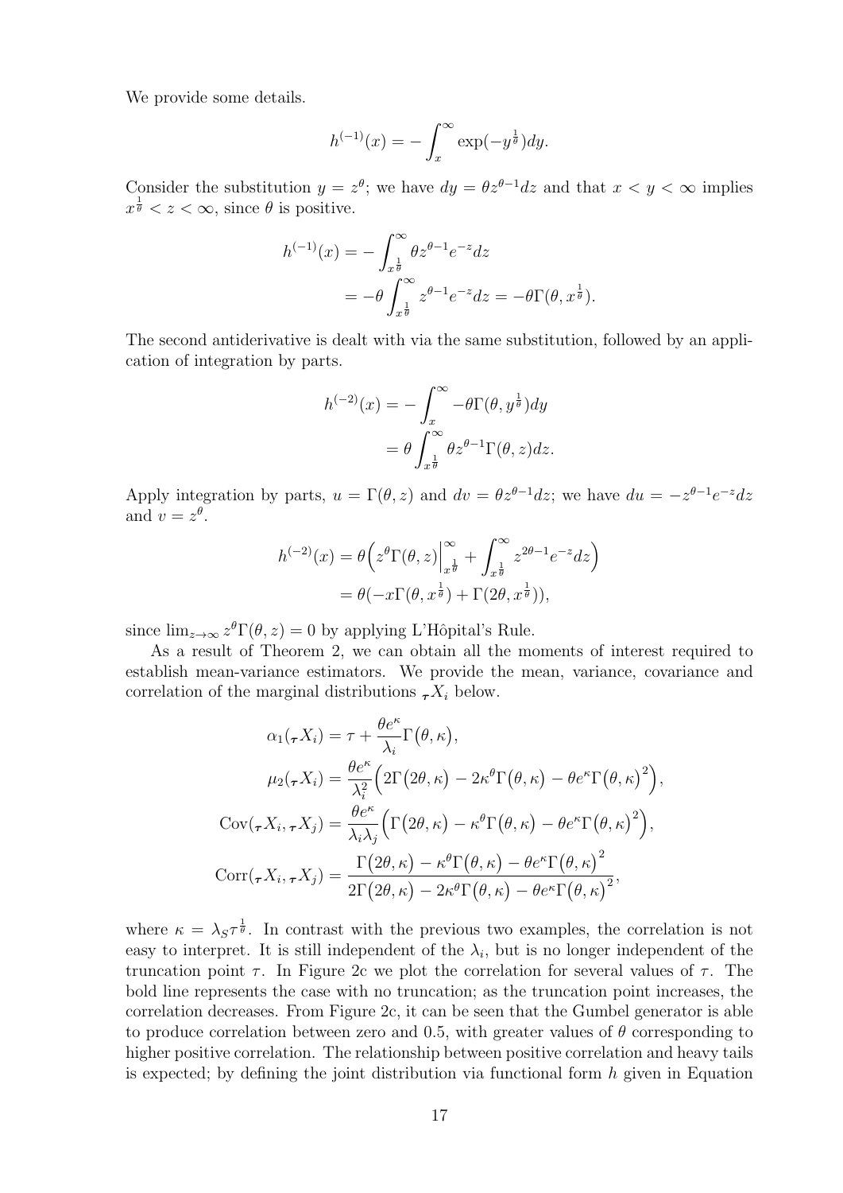We provide some details.

$$h^{(-1)}(x) = -\int_x^\infty \exp(-y^{\frac{1}{\theta}})dy.$$

Consider the substitution $y = z^\theta$; we have $dy = \theta z^{\theta-1}dz$ and that $x < y < \infty$ implies $x^{\frac{1}{\theta}} < z < \infty$, since $\theta$ is positive.

$$\begin{aligned}
h^{(-1)}(x) &= -\int_{x^{\frac{1}{\theta}}}^\infty \theta z^{\theta-1}e^{-z}dz \\
&= -\theta \int_{x^{\frac{1}{\theta}}}^\infty z^{\theta-1}e^{-z}dz = -\theta\Gamma(\theta, x^{\frac{1}{\theta}}).
\end{aligned}$$

The second antiderivative is dealt with via the same substitution, followed by an application of integration by parts.

$$\begin{aligned}
h^{(-2)}(x) &= -\int_x^\infty -\theta\Gamma(\theta, y^{\frac{1}{\theta}})dy \\
&= \theta \int_{x^{\frac{1}{\theta}}}^\infty \theta z^{\theta-1}\Gamma(\theta, z)dz.
\end{aligned}$$

Apply integration by parts, $u = \Gamma(\theta, z)$ and $dv = \theta z^{\theta-1}dz$; we have $du = -z^{\theta-1}e^{-z}dz$ and $v = z^\theta$.

$$\begin{aligned}
h^{(-2)}(x) &= \theta\Big(z^\theta\Gamma(\theta, z)\Big|_{x^{\frac{1}{\theta}}}^\infty + \int_{x^{\frac{1}{\theta}}}^\infty z^{2\theta-1}e^{-z}dz\Big) \\
&= \theta(-x\Gamma(\theta, x^{\frac{1}{\theta}}) + \Gamma(2\theta, x^{\frac{1}{\theta}})),
\end{aligned}$$

since $\lim_{z\to\infty} z^\theta\Gamma(\theta, z) = 0$ by applying L'Hôpital's Rule.

As a result of Theorem 2, we can obtain all the moments of interest required to establish mean-variance estimators. We provide the mean, variance, covariance and correlation of the marginal distributions ${}_{\boldsymbol{\tau}}X_i$ below.

$$\begin{aligned}
\alpha_1({}_{\boldsymbol{\tau}}X_i) &= \tau + \frac{\theta e^\kappa}{\lambda_i}\Gamma\big(\theta, \kappa\big), \\
\mu_2({}_{\boldsymbol{\tau}}X_i) &= \frac{\theta e^\kappa}{\lambda_i^2}\Big(2\Gamma\big(2\theta, \kappa\big) - 2\kappa^\theta\Gamma\big(\theta, \kappa\big) - \theta e^\kappa\Gamma\big(\theta, \kappa\big)^2\Big), \\
\mathrm{Cov}({}_{\boldsymbol{\tau}}X_i, {}_{\boldsymbol{\tau}}X_j) &= \frac{\theta e^\kappa}{\lambda_i\lambda_j}\Big(\Gamma\big(2\theta, \kappa\big) - \kappa^\theta\Gamma\big(\theta, \kappa\big) - \theta e^\kappa\Gamma\big(\theta, \kappa\big)^2\Big), \\
\mathrm{Corr}({}_{\boldsymbol{\tau}}X_i, {}_{\boldsymbol{\tau}}X_j) &= \frac{\Gamma\big(2\theta, \kappa\big) - \kappa^\theta\Gamma\big(\theta, \kappa\big) - \theta e^\kappa\Gamma\big(\theta, \kappa\big)^2}{2\Gamma\big(2\theta, \kappa\big) - 2\kappa^\theta\Gamma\big(\theta, \kappa\big) - \theta e^\kappa\Gamma\big(\theta, \kappa\big)^2},
\end{aligned}$$

where $\kappa = \lambda_S\tau^{\frac{1}{\theta}}$. In contrast with the previous two examples, the correlation is not easy to interpret. It is still independent of the $\lambda_i$, but is no longer independent of the truncation point $\tau$. In Figure 2c we plot the correlation for several values of $\tau$. The bold line represents the case with no truncation; as the truncation point increases, the correlation decreases. From Figure 2c, it can be seen that the Gumbel generator is able to produce correlation between zero and 0.5, with greater values of $\theta$ corresponding to higher positive correlation. The relationship between positive correlation and heavy tails is expected; by defining the joint distribution via functional form $h$ given in Equation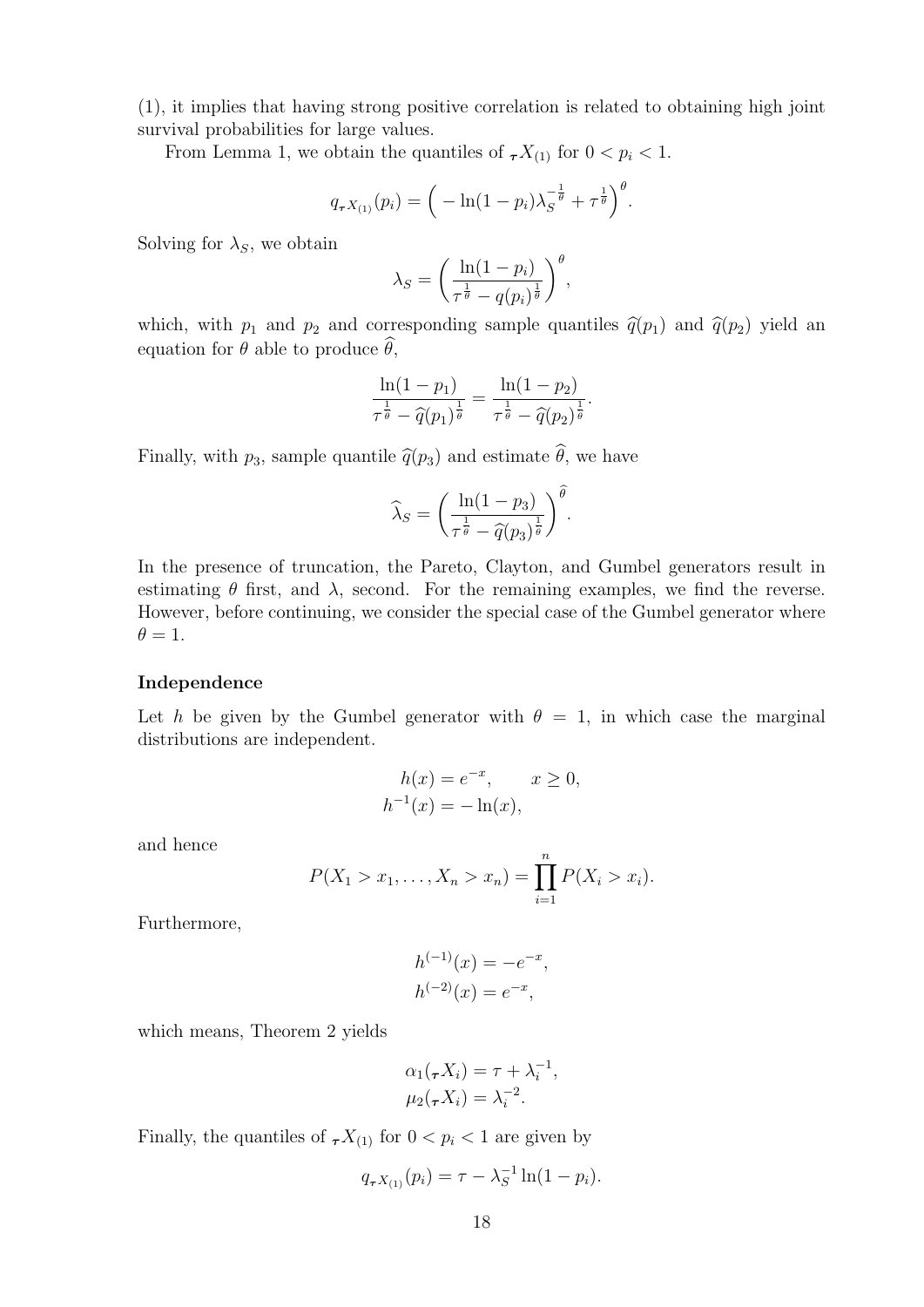(1), it implies that having strong positive correlation is related to obtaining high joint survival probabilities for large values.

From Lemma 1, we obtain the quantiles of ${}_{\boldsymbol{\tau}}X_{(1)}$ for $0 < p_i < 1$.

$$q_{{}_{\boldsymbol{\tau}}X_{(1)}}(p_i) = \Big( -\ln(1-p_i)\lambda_S^{-\frac{1}{\theta}} + \tau^{\frac{1}{\theta}} \Big)^{\theta}.$$

Solving for $\lambda_S$, we obtain

$$\lambda_S = \left( \frac{\ln(1-p_i)}{\tau^{\frac{1}{\theta}} - q(p_i)^{\frac{1}{\theta}}} \right)^{\theta},$$

which, with $p_1$ and $p_2$ and corresponding sample quantiles $\widehat{q}(p_1)$ and $\widehat{q}(p_2)$ yield an equation for $\theta$ able to produce $\widehat{\theta}$,

$$\frac{\ln(1-p_1)}{\tau^{\frac{1}{\theta}} - \widehat{q}(p_1)^{\frac{1}{\theta}}} = \frac{\ln(1-p_2)}{\tau^{\frac{1}{\theta}} - \widehat{q}(p_2)^{\frac{1}{\theta}}}.$$

Finally, with $p_3$, sample quantile $\widehat{q}(p_3)$ and estimate $\widehat{\theta}$, we have

$$\widehat{\lambda}_S = \left( \frac{\ln(1-p_3)}{\tau^{\frac{1}{\widehat{\theta}}} - \widehat{q}(p_3)^{\frac{1}{\widehat{\theta}}}} \right)^{\widehat{\theta}}.$$

In the presence of truncation, the Pareto, Clayton, and Gumbel generators result in estimating $\theta$ first, and $\lambda$, second. For the remaining examples, we find the reverse. However, before continuing, we consider the special case of the Gumbel generator where $\theta = 1$.

**Independence**

Let $h$ be given by the Gumbel generator with $\theta = 1$, in which case the marginal distributions are independent.

$$\begin{aligned} h(x) &= e^{-x}, \qquad x \geq 0, \\ h^{-1}(x) &= -\ln(x), \end{aligned}$$

and hence

$$P(X_1 > x_1, \ldots, X_n > x_n) = \prod_{i=1}^{n} P(X_i > x_i).$$

Furthermore,

$$\begin{aligned} h^{(-1)}(x) &= -e^{-x}, \\ h^{(-2)}(x) &= e^{-x}, \end{aligned}$$

which means, Theorem 2 yields

$$\begin{aligned} \alpha_1({}_{\boldsymbol{\tau}}X_i) &= \tau + \lambda_i^{-1}, \\ \mu_2({}_{\boldsymbol{\tau}}X_i) &= \lambda_i^{-2}. \end{aligned}$$

Finally, the quantiles of ${}_{\boldsymbol{\tau}}X_{(1)}$ for $0 < p_i < 1$ are given by

$$q_{{}_{\boldsymbol{\tau}}X_{(1)}}(p_i) = \tau - \lambda_S^{-1}\ln(1-p_i).$$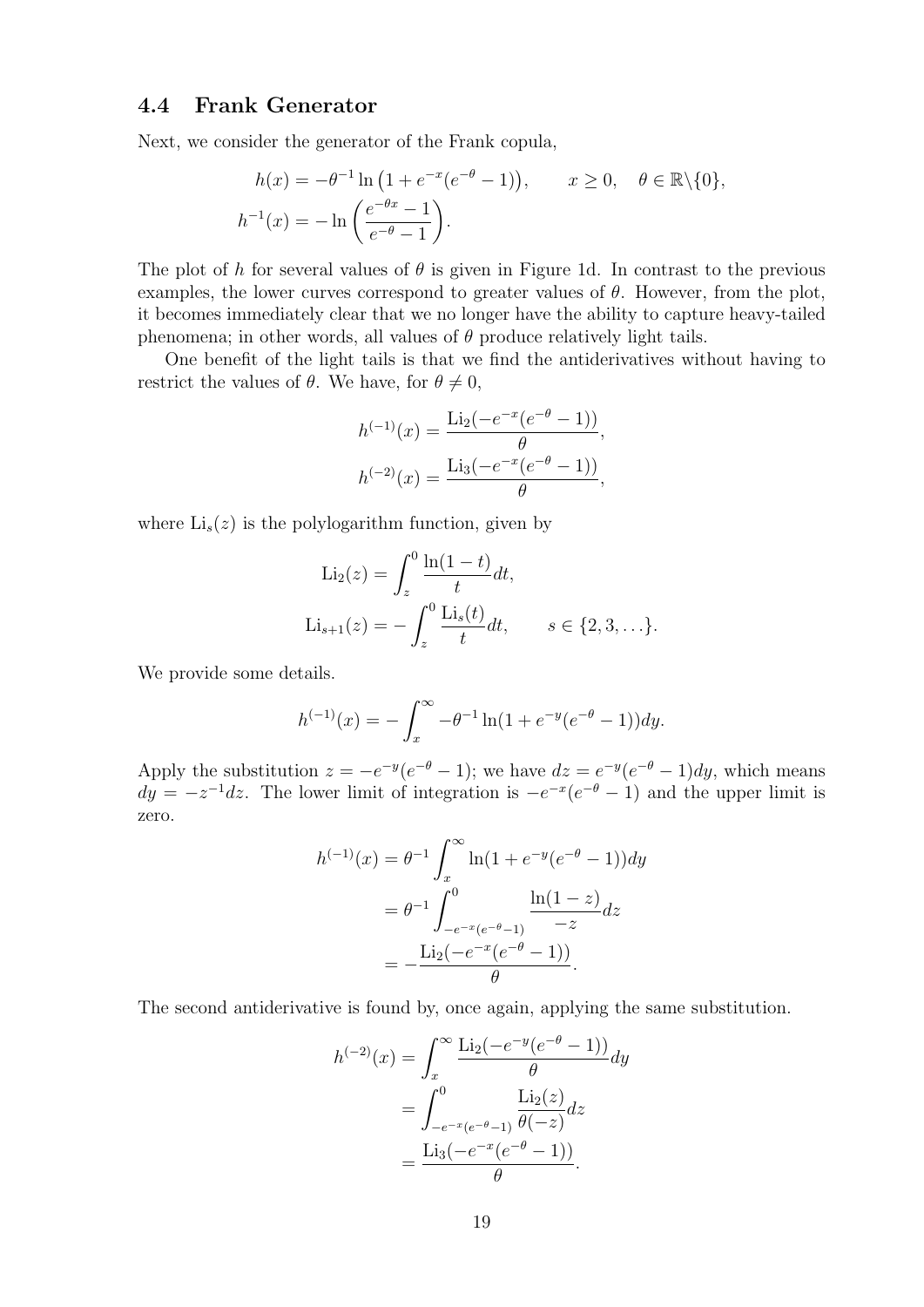### 4.4 Frank Generator

Next, we consider the generator of the Frank copula,

$$
\begin{aligned}
h(x) &= -\theta^{-1} \ln\left(1 + e^{-x}(e^{-\theta} - 1)\right), \qquad x \geq 0, \quad \theta \in \mathbb{R}\backslash\{0\}, \\
h^{-1}(x) &= -\ln\left(\frac{e^{-\theta x} - 1}{e^{-\theta} - 1}\right).
\end{aligned}
$$

The plot of $h$ for several values of $\theta$ is given in Figure 1d. In contrast to the previous examples, the lower curves correspond to greater values of $\theta$. However, from the plot, it becomes immediately clear that we no longer have the ability to capture heavy-tailed phenomena; in other words, all values of $\theta$ produce relatively light tails.

One benefit of the light tails is that we find the antiderivatives without having to restrict the values of $\theta$. We have, for $\theta \neq 0$,

$$
\begin{aligned}
h^{(-1)}(x) &= \frac{\mathrm{Li}_2(-e^{-x}(e^{-\theta} - 1))}{\theta}, \\
h^{(-2)}(x) &= \frac{\mathrm{Li}_3(-e^{-x}(e^{-\theta} - 1))}{\theta},
\end{aligned}
$$

where $\mathrm{Li}_s(z)$ is the polylogarithm function, given by

$$
\begin{aligned}
\mathrm{Li}_2(z) &= \int_z^0 \frac{\ln(1-t)}{t} dt, \\
\mathrm{Li}_{s+1}(z) &= -\int_z^0 \frac{\mathrm{Li}_s(t)}{t} dt, \qquad s \in \{2, 3, \dots\}.
\end{aligned}
$$

We provide some details.

$$
h^{(-1)}(x) = -\int_x^\infty -\theta^{-1} \ln(1 + e^{-y}(e^{-\theta} - 1)) dy.
$$

Apply the substitution $z = -e^{-y}(e^{-\theta} - 1)$; we have $dz = e^{-y}(e^{-\theta} - 1)dy$, which means $dy = -z^{-1}dz$. The lower limit of integration is $-e^{-x}(e^{-\theta} - 1)$ and the upper limit is zero.

$$
\begin{aligned}
h^{(-1)}(x) &= \theta^{-1} \int_x^\infty \ln(1 + e^{-y}(e^{-\theta} - 1)) dy \\
&= \theta^{-1} \int_{-e^{-x}(e^{-\theta}-1)}^0 \frac{\ln(1-z)}{-z} dz \\
&= -\frac{\mathrm{Li}_2(-e^{-x}(e^{-\theta} - 1))}{\theta}.
\end{aligned}
$$

The second antiderivative is found by, once again, applying the same substitution.

$$
\begin{aligned}
h^{(-2)}(x) &= \int_x^\infty \frac{\mathrm{Li}_2(-e^{-y}(e^{-\theta} - 1))}{\theta} dy \\
&= \int_{-e^{-x}(e^{-\theta}-1)}^0 \frac{\mathrm{Li}_2(z)}{\theta(-z)} dz \\
&= \frac{\mathrm{Li}_3(-e^{-x}(e^{-\theta} - 1))}{\theta}.
\end{aligned}
$$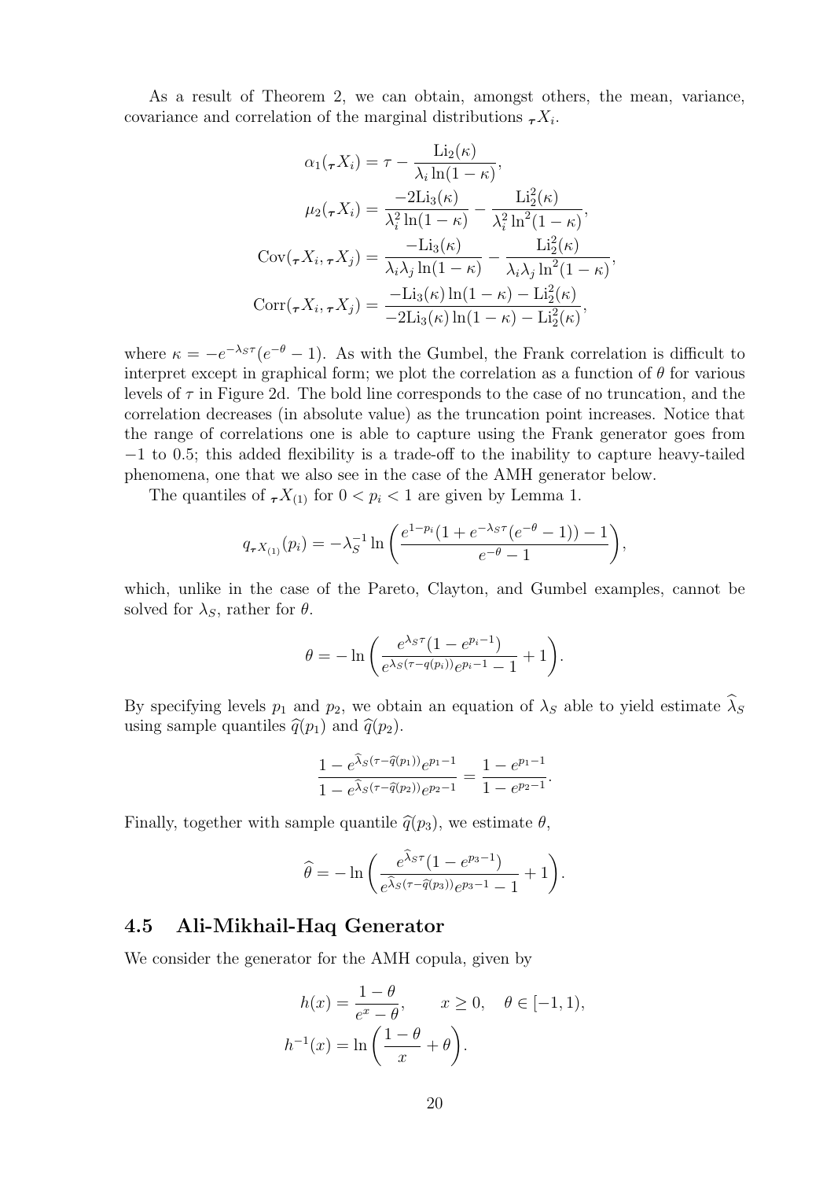As a result of Theorem 2, we can obtain, amongst others, the mean, variance, covariance and correlation of the marginal distributions ${}_{\boldsymbol{\tau}}X_i$.

$$
\begin{aligned}
\alpha_1({}_{\boldsymbol{\tau}}X_i) &= \tau - \frac{\mathrm{Li}_2(\kappa)}{\lambda_i \ln(1-\kappa)}, \\
\mu_2({}_{\boldsymbol{\tau}}X_i) &= \frac{-2\mathrm{Li}_3(\kappa)}{\lambda_i^2 \ln(1-\kappa)} - \frac{\mathrm{Li}_2^2(\kappa)}{\lambda_i^2 \ln^2(1-\kappa)}, \\
\mathrm{Cov}({}_{\boldsymbol{\tau}}X_i, {}_{\boldsymbol{\tau}}X_j) &= \frac{-\mathrm{Li}_3(\kappa)}{\lambda_i \lambda_j \ln(1-\kappa)} - \frac{\mathrm{Li}_2^2(\kappa)}{\lambda_i \lambda_j \ln^2(1-\kappa)}, \\
\mathrm{Corr}({}_{\boldsymbol{\tau}}X_i, {}_{\boldsymbol{\tau}}X_j) &= \frac{-\mathrm{Li}_3(\kappa)\ln(1-\kappa) - \mathrm{Li}_2^2(\kappa)}{-2\mathrm{Li}_3(\kappa)\ln(1-\kappa) - \mathrm{Li}_2^2(\kappa)},
\end{aligned}
$$

where $\kappa = -e^{-\lambda_S \tau}(e^{-\theta} - 1)$. As with the Gumbel, the Frank correlation is difficult to interpret except in graphical form; we plot the correlation as a function of $\theta$ for various levels of $\tau$ in Figure 2d. The bold line corresponds to the case of no truncation, and the correlation decreases (in absolute value) as the truncation point increases. Notice that the range of correlations one is able to capture using the Frank generator goes from $-1$ to $0.5$; this added flexibility is a trade-off to the inability to capture heavy-tailed phenomena, one that we also see in the case of the AMH generator below.

The quantiles of ${}_{\boldsymbol{\tau}}X_{(1)}$ for $0 < p_i < 1$ are given by Lemma 1.

$$
q_{{}_{\boldsymbol{\tau}}X_{(1)}}(p_i) = -\lambda_S^{-1} \ln\left( \frac{e^{1-p_i}(1 + e^{-\lambda_S \tau}(e^{-\theta} - 1)) - 1}{e^{-\theta} - 1} \right),
$$

which, unlike in the case of the Pareto, Clayton, and Gumbel examples, cannot be solved for $\lambda_S$, rather for $\theta$.

$$
\theta = -\ln\left( \frac{e^{\lambda_S \tau}(1 - e^{p_i - 1})}{e^{\lambda_S(\tau - q(p_i))} e^{p_i - 1} - 1} + 1 \right).
$$

By specifying levels $p_1$ and $p_2$, we obtain an equation of $\lambda_S$ able to yield estimate $\widehat{\lambda}_S$ using sample quantiles $\widehat{q}(p_1)$ and $\widehat{q}(p_2)$.

$$
\frac{1 - e^{\widehat{\lambda}_S(\tau - \widehat{q}(p_1))} e^{p_1 - 1}}{1 - e^{\widehat{\lambda}_S(\tau - \widehat{q}(p_2))} e^{p_2 - 1}} = \frac{1 - e^{p_1 - 1}}{1 - e^{p_2 - 1}}.
$$

Finally, together with sample quantile $\widehat{q}(p_3)$, we estimate $\theta$,

$$
\widehat{\theta} = -\ln\left( \frac{e^{\widehat{\lambda}_S \tau}(1 - e^{p_3 - 1})}{e^{\widehat{\lambda}_S(\tau - \widehat{q}(p_3))} e^{p_3 - 1} - 1} + 1 \right).
$$

### 4.5 Ali-Mikhail-Haq Generator

We consider the generator for the AMH copula, given by

$$
\begin{aligned}
h(x) &= \frac{1-\theta}{e^x - \theta}, \qquad x \geq 0, \quad \theta \in [-1, 1), \\
h^{-1}(x) &= \ln\left( \frac{1-\theta}{x} + \theta \right).
\end{aligned}
$$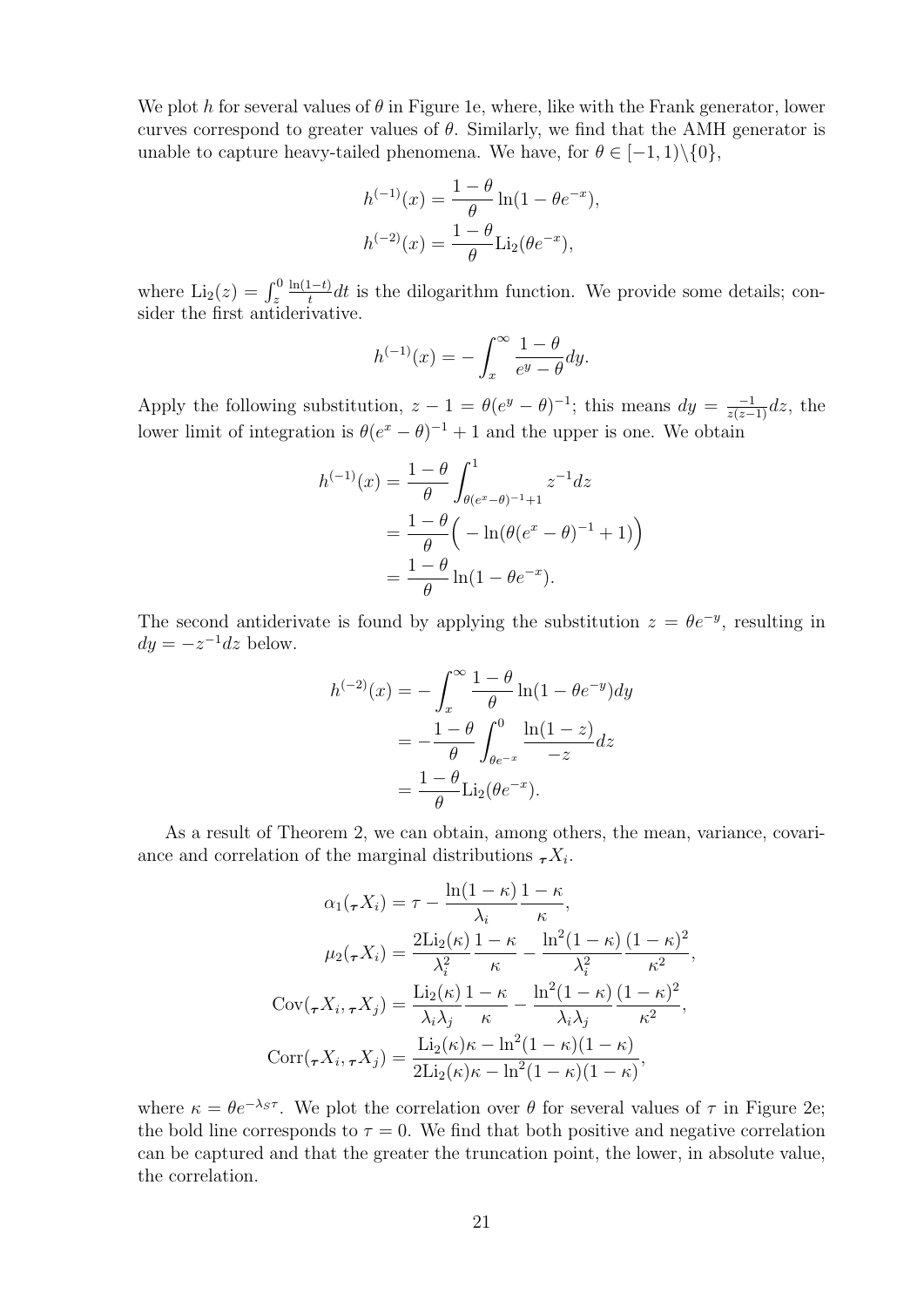We plot $h$ for several values of $\theta$ in Figure 1e, where, like with the Frank generator, lower curves correspond to greater values of $\theta$. Similarly, we find that the AMH generator is unable to capture heavy-tailed phenomena. We have, for $\theta \in [-1, 1)\backslash\{0\}$,

$$h^{(-1)}(x) = \frac{1-\theta}{\theta}\ln(1-\theta e^{-x}),$$
$$h^{(-2)}(x) = \frac{1-\theta}{\theta}\text{Li}_2(\theta e^{-x}),$$

where $\text{Li}_2(z) = \int_z^0 \frac{\ln(1-t)}{t}dt$ is the dilogarithm function. We provide some details; consider the first antiderivative.

$$h^{(-1)}(x) = -\int_x^\infty \frac{1-\theta}{e^y - \theta}dy.$$

Apply the following substitution, $z - 1 = \theta(e^y - \theta)^{-1}$; this means $dy = \frac{-1}{z(z-1)}dz$, the lower limit of integration is $\theta(e^x - \theta)^{-1} + 1$ and the upper is one. We obtain

$$\begin{aligned}
h^{(-1)}(x) &= \frac{1-\theta}{\theta}\int_{\theta(e^x-\theta)^{-1}+1}^1 z^{-1}dz \\
&= \frac{1-\theta}{\theta}\Big(-\ln(\theta(e^x-\theta)^{-1}+1)\Big) \\
&= \frac{1-\theta}{\theta}\ln(1-\theta e^{-x}).
\end{aligned}$$

The second antiderivate is found by applying the substitution $z = \theta e^{-y}$, resulting in $dy = -z^{-1}dz$ below.

$$\begin{aligned}
h^{(-2)}(x) &= -\int_x^\infty \frac{1-\theta}{\theta}\ln(1-\theta e^{-y})dy \\
&= -\frac{1-\theta}{\theta}\int_{\theta e^{-x}}^0 \frac{\ln(1-z)}{-z}dz \\
&= \frac{1-\theta}{\theta}\text{Li}_2(\theta e^{-x}).
\end{aligned}$$

As a result of Theorem 2, we can obtain, among others, the mean, variance, covariance and correlation of the marginal distributions ${}_{\boldsymbol{\tau}}X_i$.

$$\begin{aligned}
\alpha_1({}_{\boldsymbol{\tau}}X_i) &= \tau - \frac{\ln(1-\kappa)}{\lambda_i}\frac{1-\kappa}{\kappa}, \\
\mu_2({}_{\boldsymbol{\tau}}X_i) &= \frac{2\text{Li}_2(\kappa)}{\lambda_i^2}\frac{1-\kappa}{\kappa} - \frac{\ln^2(1-\kappa)}{\lambda_i^2}\frac{(1-\kappa)^2}{\kappa^2}, \\
\text{Cov}({}_{\boldsymbol{\tau}}X_i, {}_{\boldsymbol{\tau}}X_j) &= \frac{\text{Li}_2(\kappa)}{\lambda_i\lambda_j}\frac{1-\kappa}{\kappa} - \frac{\ln^2(1-\kappa)}{\lambda_i\lambda_j}\frac{(1-\kappa)^2}{\kappa^2}, \\
\text{Corr}({}_{\boldsymbol{\tau}}X_i, {}_{\boldsymbol{\tau}}X_j) &= \frac{\text{Li}_2(\kappa)\kappa - \ln^2(1-\kappa)(1-\kappa)}{2\text{Li}_2(\kappa)\kappa - \ln^2(1-\kappa)(1-\kappa)},
\end{aligned}$$

where $\kappa = \theta e^{-\lambda_S \tau}$. We plot the correlation over $\theta$ for several values of $\tau$ in Figure 2e; the bold line corresponds to $\tau = 0$. We find that both positive and negative correlation can be captured and that the greater the truncation point, the lower, in absolute value, the correlation.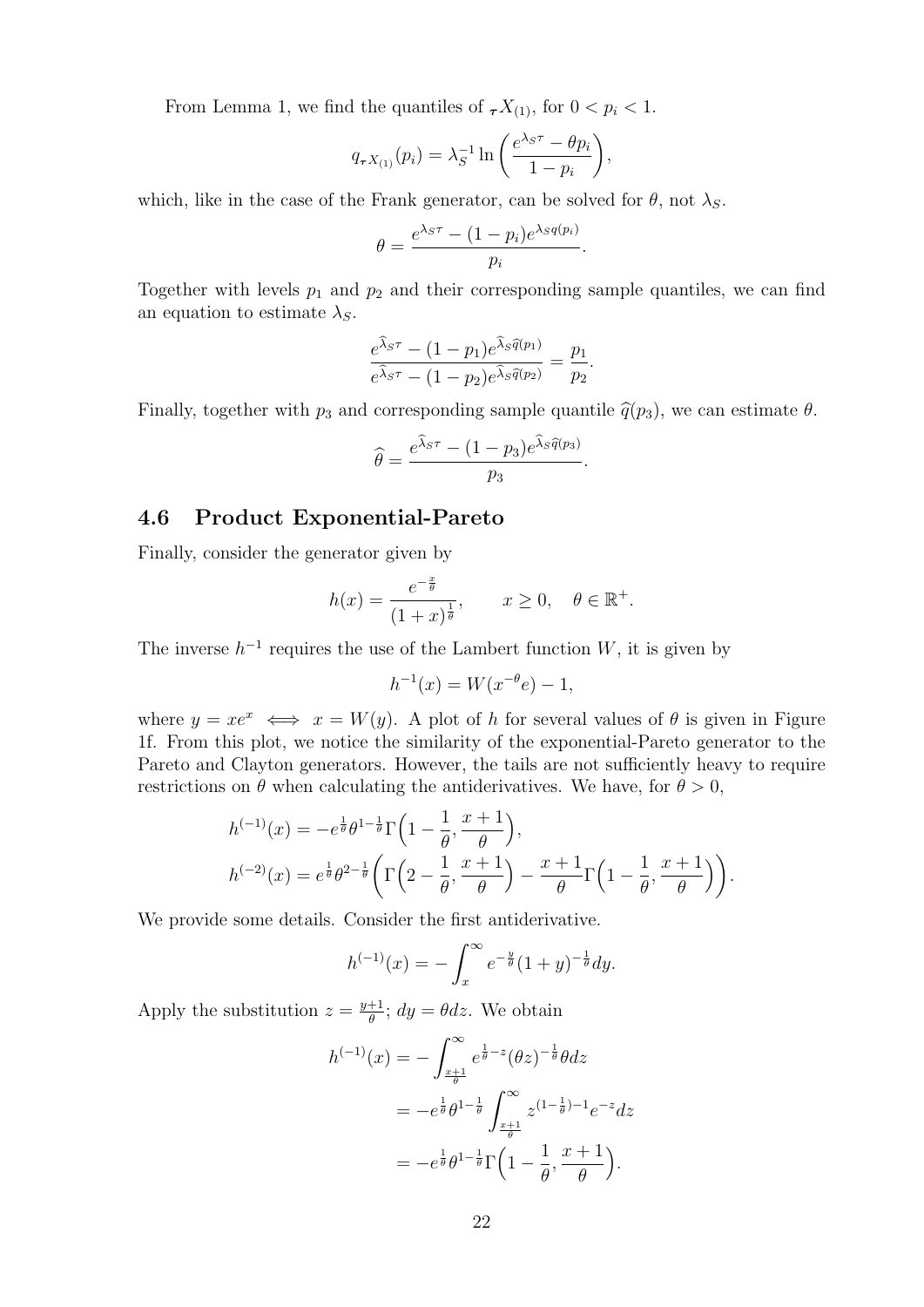From Lemma 1, we find the quantiles of ${}_{\boldsymbol{\tau}}X_{(1)}$, for $0 < p_i < 1$.

$$q_{{}_{\boldsymbol{\tau}}X_{(1)}}(p_i) = \lambda_S^{-1} \ln\left(\frac{e^{\lambda_S \tau} - \theta p_i}{1 - p_i}\right),$$

which, like in the case of the Frank generator, can be solved for $\theta$, not $\lambda_S$.

$$\theta = \frac{e^{\lambda_S \tau} - (1 - p_i) e^{\lambda_S q(p_i)}}{p_i}.$$

Together with levels $p_1$ and $p_2$ and their corresponding sample quantiles, we can find an equation to estimate $\lambda_S$.

$$\frac{e^{\widehat{\lambda}_S \tau} - (1 - p_1) e^{\widehat{\lambda}_S \widehat{q}(p_1)}}{e^{\widehat{\lambda}_S \tau} - (1 - p_2) e^{\widehat{\lambda}_S \widehat{q}(p_2)}} = \frac{p_1}{p_2}.$$

Finally, together with $p_3$ and corresponding sample quantile $\widehat{q}(p_3)$, we can estimate $\theta$.

$$\widehat{\theta} = \frac{e^{\widehat{\lambda}_S \tau} - (1 - p_3) e^{\widehat{\lambda}_S \widehat{q}(p_3)}}{p_3}.$$

## 4.6 Product Exponential-Pareto

Finally, consider the generator given by

$$h(x) = \frac{e^{-\frac{x}{\theta}}}{(1 + x)^{\frac{1}{\theta}}}, \qquad x \geq 0, \quad \theta \in \mathbb{R}^+.$$

The inverse $h^{-1}$ requires the use of the Lambert function $W$, it is given by

$$h^{-1}(x) = W(x^{-\theta} e) - 1,$$

where $y = xe^x \iff x = W(y)$. A plot of $h$ for several values of $\theta$ is given in Figure 1f. From this plot, we notice the similarity of the exponential-Pareto generator to the Pareto and Clayton generators. However, the tails are not sufficiently heavy to require restrictions on $\theta$ when calculating the antiderivatives. We have, for $\theta > 0$,

$$h^{(-1)}(x) = -e^{\frac{1}{\theta}} \theta^{1 - \frac{1}{\theta}} \Gamma\Big(1 - \frac{1}{\theta}, \frac{x+1}{\theta}\Big),$$
$$h^{(-2)}(x) = e^{\frac{1}{\theta}} \theta^{2 - \frac{1}{\theta}} \left(\Gamma\Big(2 - \frac{1}{\theta}, \frac{x+1}{\theta}\Big) - \frac{x+1}{\theta} \Gamma\Big(1 - \frac{1}{\theta}, \frac{x+1}{\theta}\Big)\right).$$

We provide some details. Consider the first antiderivative.

$$h^{(-1)}(x) = -\int_x^\infty e^{-\frac{y}{\theta}} (1 + y)^{-\frac{1}{\theta}} dy.$$

Apply the substitution $z = \frac{y+1}{\theta}$; $dy = \theta dz$. We obtain

$$\begin{aligned} h^{(-1)}(x) &= -\int_{\frac{x+1}{\theta}}^\infty e^{\frac{1}{\theta} - z} (\theta z)^{-\frac{1}{\theta}} \theta dz \\ &= -e^{\frac{1}{\theta}} \theta^{1 - \frac{1}{\theta}} \int_{\frac{x+1}{\theta}}^\infty z^{(1 - \frac{1}{\theta}) - 1} e^{-z} dz \\ &= -e^{\frac{1}{\theta}} \theta^{1 - \frac{1}{\theta}} \Gamma\Big(1 - \frac{1}{\theta}, \frac{x+1}{\theta}\Big). \end{aligned}$$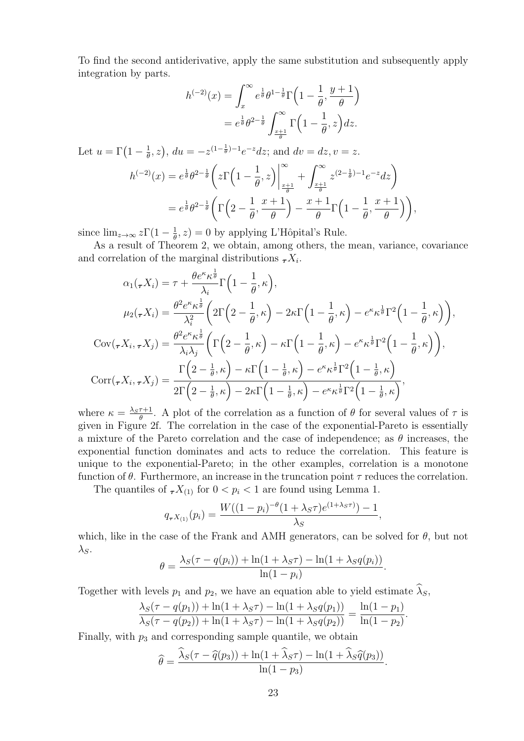To find the second antiderivative, apply the same substitution and subsequently apply integration by parts.

$$
\begin{aligned}
h^{(-2)}(x) &= \int_x^\infty e^{\frac{1}{\theta}}\theta^{1-\frac{1}{\theta}}\Gamma\Big(1-\frac{1}{\theta}, \frac{y+1}{\theta}\Big) \\
&= e^{\frac{1}{\theta}}\theta^{2-\frac{1}{\theta}}\int_{\frac{x+1}{\theta}}^\infty \Gamma\Big(1-\frac{1}{\theta}, z\Big)dz.
\end{aligned}
$$

Let $u = \Gamma\big(1-\frac{1}{\theta}, z\big)$, $du = -z^{(1-\frac{1}{\theta})-1}e^{-z}dz$; and $dv = dz, v = z$.

$$
\begin{aligned}
h^{(-2)}(x) &= e^{\frac{1}{\theta}}\theta^{2-\frac{1}{\theta}}\left( z\Gamma\Big(1-\frac{1}{\theta}, z\Big)\bigg|_{\frac{x+1}{\theta}}^\infty + \int_{\frac{x+1}{\theta}}^\infty z^{(2-\frac{1}{\theta})-1}e^{-z}dz\right) \\
&= e^{\frac{1}{\theta}}\theta^{2-\frac{1}{\theta}}\left(\Gamma\Big(2-\frac{1}{\theta}, \frac{x+1}{\theta}\Big) - \frac{x+1}{\theta}\Gamma\Big(1-\frac{1}{\theta}, \frac{x+1}{\theta}\Big)\right),
\end{aligned}
$$

since $\lim_{z\to\infty} z\Gamma(1-\frac{1}{\theta}, z) = 0$ by applying L'Hôpital's Rule.

As a result of Theorem 2, we obtain, among others, the mean, variance, covariance and correlation of the marginal distributions ${}_{\boldsymbol{\tau}}X_i$.

$$
\begin{aligned}
\alpha_1({}_{\boldsymbol{\tau}}X_i) &= \tau + \frac{\theta e^{\kappa}\kappa^{\frac{1}{\theta}}}{\lambda_i}\Gamma\Big(1-\frac{1}{\theta}, \kappa\Big), \\
\mu_2({}_{\boldsymbol{\tau}}X_i) &= \frac{\theta^2 e^{\kappa}\kappa^{\frac{1}{\theta}}}{\lambda_i^2}\left(2\Gamma\Big(2-\frac{1}{\theta}, \kappa\Big) - 2\kappa\Gamma\Big(1-\frac{1}{\theta}, \kappa\Big) - e^{\kappa}\kappa^{\frac{1}{\theta}}\Gamma^2\Big(1-\frac{1}{\theta}, \kappa\Big)\right), \\
\mathrm{Cov}({}_{\boldsymbol{\tau}}X_i, {}_{\boldsymbol{\tau}}X_j) &= \frac{\theta^2 e^{\kappa}\kappa^{\frac{1}{\theta}}}{\lambda_i\lambda_j}\left(\Gamma\Big(2-\frac{1}{\theta}, \kappa\Big) - \kappa\Gamma\Big(1-\frac{1}{\theta}, \kappa\Big) - e^{\kappa}\kappa^{\frac{1}{\theta}}\Gamma^2\Big(1-\frac{1}{\theta}, \kappa\Big)\right), \\
\mathrm{Corr}({}_{\boldsymbol{\tau}}X_i, {}_{\boldsymbol{\tau}}X_j) &= \frac{\Gamma\Big(2-\frac{1}{\theta}, \kappa\Big) - \kappa\Gamma\Big(1-\frac{1}{\theta}, \kappa\Big) - e^{\kappa}\kappa^{\frac{1}{\theta}}\Gamma^2\Big(1-\frac{1}{\theta}, \kappa\Big)}{2\Gamma\Big(2-\frac{1}{\theta}, \kappa\Big) - 2\kappa\Gamma\Big(1-\frac{1}{\theta}, \kappa\Big) - e^{\kappa}\kappa^{\frac{1}{\theta}}\Gamma^2\Big(1-\frac{1}{\theta}, \kappa\Big)},
\end{aligned}
$$

where $\kappa = \frac{\lambda_S\tau+1}{\theta}$. A plot of the correlation as a function of $\theta$ for several values of $\tau$ is given in Figure 2f. The correlation in the case of the exponential-Pareto is essentially a mixture of the Pareto correlation and the case of independence; as $\theta$ increases, the exponential function dominates and acts to reduce the correlation. This feature is unique to the exponential-Pareto; in the other examples, correlation is a monotone function of $\theta$. Furthermore, an increase in the truncation point $\tau$ reduces the correlation.

The quantiles of ${}_{\boldsymbol{\tau}}X_{(1)}$ for $0 < p_i < 1$ are found using Lemma 1.

$$
q_{{}_{\boldsymbol{\tau}}X_{(1)}}(p_i) = \frac{W((1-p_i)^{-\theta}(1+\lambda_S\tau)e^{(1+\lambda_S\tau)}) - 1}{\lambda_S},
$$

which, like in the case of the Frank and AMH generators, can be solved for $\theta$, but not $\lambda_S$.

$$
\theta = \frac{\lambda_S(\tau - q(p_i)) + \ln(1+\lambda_S\tau) - \ln(1+\lambda_S q(p_i))}{\ln(1-p_i)}.
$$

Together with levels $p_1$ and $p_2$, we have an equation able to yield estimate $\widehat{\lambda}_S$,

$$
\frac{\lambda_S(\tau - q(p_1)) + \ln(1+\lambda_S\tau) - \ln(1+\lambda_S q(p_1))}{\lambda_S(\tau - q(p_2)) + \ln(1+\lambda_S\tau) - \ln(1+\lambda_S q(p_2))} = \frac{\ln(1-p_1)}{\ln(1-p_2)}.
$$

Finally, with $p_3$ and corresponding sample quantile, we obtain

$$
\widehat{\theta} = \frac{\widehat{\lambda}_S(\tau - \widehat{q}(p_3)) + \ln(1+\widehat{\lambda}_S\tau) - \ln(1+\widehat{\lambda}_S\widehat{q}(p_3))}{\ln(1-p_3)}.
$$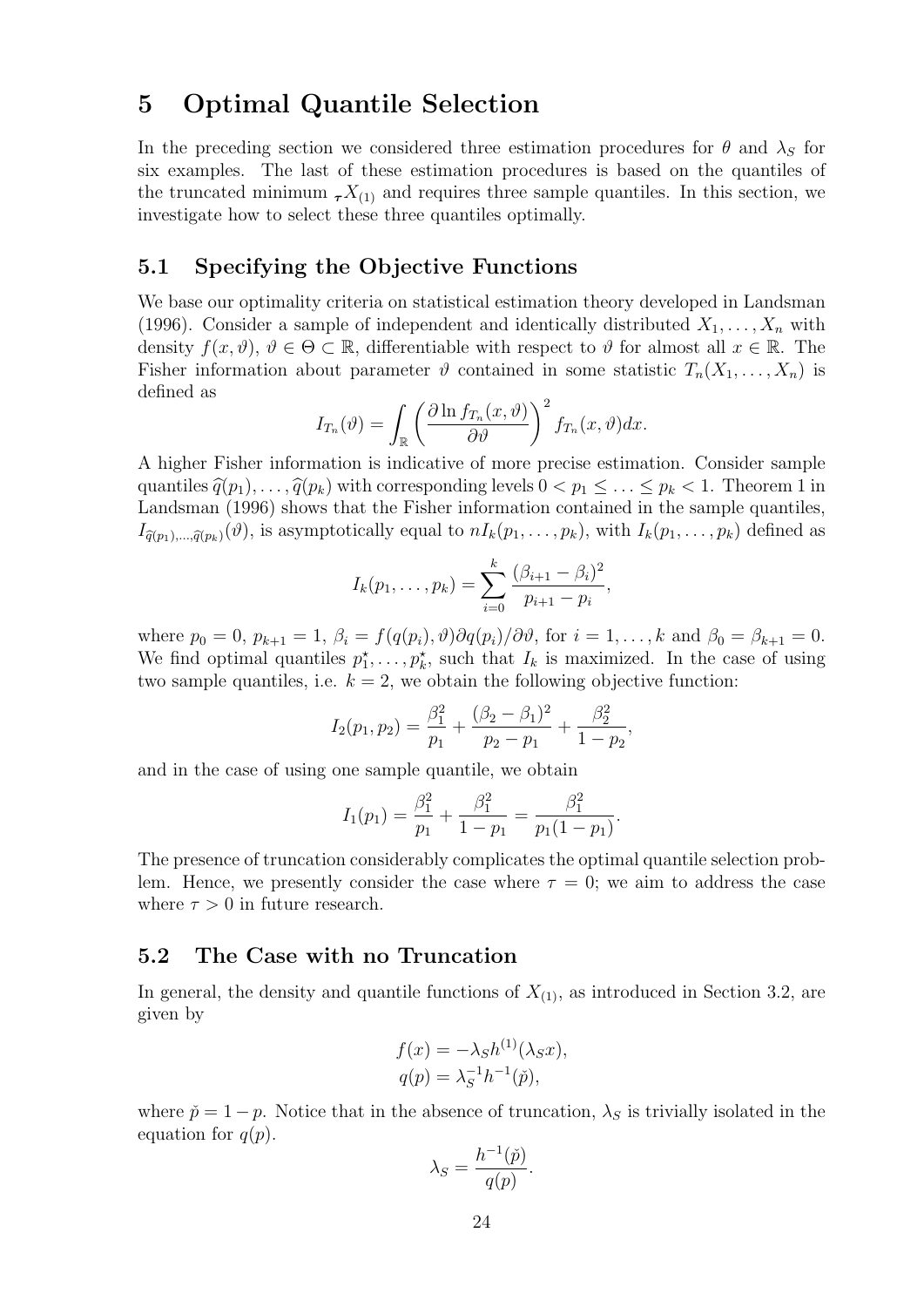# 5 Optimal Quantile Selection

In the preceding section we considered three estimation procedures for $\theta$ and $\lambda_S$ for six examples. The last of these estimation procedures is based on the quantiles of the truncated minimum ${}_{\boldsymbol{\tau}}X_{(1)}$ and requires three sample quantiles. In this section, we investigate how to select these three quantiles optimally.

## 5.1 Specifying the Objective Functions

We base our optimality criteria on statistical estimation theory developed in Landsman (1996). Consider a sample of independent and identically distributed $X_1, \ldots, X_n$ with density $f(x, \vartheta)$, $\vartheta \in \Theta \subset \mathbb{R}$, differentiable with respect to $\vartheta$ for almost all $x \in \mathbb{R}$. The Fisher information about parameter $\vartheta$ contained in some statistic $T_n(X_1, \ldots, X_n)$ is defined as

$$I_{T_n}(\vartheta) = \int_{\mathbb{R}} \left( \frac{\partial \ln f_{T_n}(x, \vartheta)}{\partial \vartheta} \right)^2 f_{T_n}(x, \vartheta) dx.$$

A higher Fisher information is indicative of more precise estimation. Consider sample quantiles $\widehat{q}(p_1), \ldots, \widehat{q}(p_k)$ with corresponding levels $0 < p_1 \leq \ldots \leq p_k < 1$. Theorem 1 in Landsman (1996) shows that the Fisher information contained in the sample quantiles, $I_{\widehat{q}(p_1),\ldots,\widehat{q}(p_k)}(\vartheta)$, is asymptotically equal to $nI_k(p_1, \ldots, p_k)$, with $I_k(p_1, \ldots, p_k)$ defined as

$$I_k(p_1, \ldots, p_k) = \sum_{i=0}^{k} \frac{(\beta_{i+1} - \beta_i)^2}{p_{i+1} - p_i},$$

where $p_0 = 0$, $p_{k+1} = 1$, $\beta_i = f(q(p_i), \vartheta) \partial q(p_i)/\partial \vartheta$, for $i = 1, \ldots, k$ and $\beta_0 = \beta_{k+1} = 0$. We find optimal quantiles $p_1^\star, \ldots, p_k^\star$, such that $I_k$ is maximized. In the case of using two sample quantiles, i.e. $k = 2$, we obtain the following objective function:

$$I_2(p_1, p_2) = \frac{\beta_1^2}{p_1} + \frac{(\beta_2 - \beta_1)^2}{p_2 - p_1} + \frac{\beta_2^2}{1 - p_2},$$

and in the case of using one sample quantile, we obtain

$$I_1(p_1) = \frac{\beta_1^2}{p_1} + \frac{\beta_1^2}{1 - p_1} = \frac{\beta_1^2}{p_1(1 - p_1)}.$$

The presence of truncation considerably complicates the optimal quantile selection problem. Hence, we presently consider the case where $\tau = 0$; we aim to address the case where $\tau > 0$ in future research.

## 5.2 The Case with no Truncation

In general, the density and quantile functions of $X_{(1)}$, as introduced in Section 3.2, are given by

$$f(x) = -\lambda_S h^{(1)}(\lambda_S x),$$
$$q(p) = \lambda_S^{-1} h^{-1}(\check{p}),$$

where $\check{p} = 1 - p$. Notice that in the absence of truncation, $\lambda_S$ is trivially isolated in the equation for $q(p)$.

$$\lambda_S = \frac{h^{-1}(\check{p})}{q(p)}.$$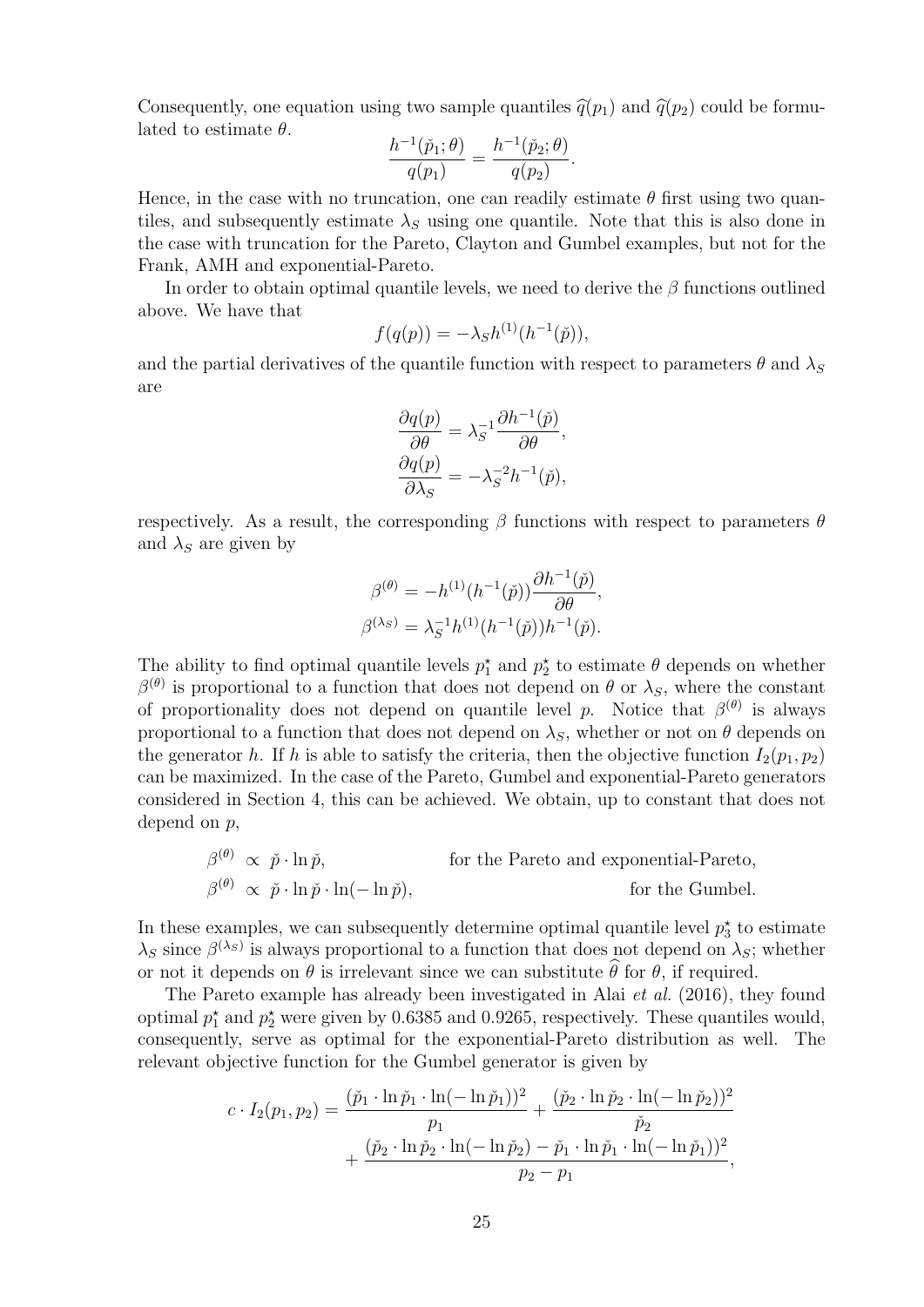Consequently, one equation using two sample quantiles $\widehat{q}(p_1)$ and $\widehat{q}(p_2)$ could be formulated to estimate $\theta$.

$$\frac{h^{-1}(\check{p}_1;\theta)}{q(p_1)} = \frac{h^{-1}(\check{p}_2;\theta)}{q(p_2)}.$$

Hence, in the case with no truncation, one can readily estimate $\theta$ first using two quantiles, and subsequently estimate $\lambda_S$ using one quantile. Note that this is also done in the case with truncation for the Pareto, Clayton and Gumbel examples, but not for the Frank, AMH and exponential-Pareto.

In order to obtain optimal quantile levels, we need to derive the $\beta$ functions outlined above. We have that

$$f(q(p)) = -\lambda_S h^{(1)}(h^{-1}(\check{p})),$$

and the partial derivatives of the quantile function with respect to parameters $\theta$ and $\lambda_S$ are

$$\frac{\partial q(p)}{\partial \theta} = \lambda_S^{-1}\frac{\partial h^{-1}(\check{p})}{\partial \theta},$$
$$\frac{\partial q(p)}{\partial \lambda_S} = -\lambda_S^{-2} h^{-1}(\check{p}),$$

respectively. As a result, the corresponding $\beta$ functions with respect to parameters $\theta$ and $\lambda_S$ are given by

$$\beta^{(\theta)} = -h^{(1)}(h^{-1}(\check{p}))\frac{\partial h^{-1}(\check{p})}{\partial \theta},$$
$$\beta^{(\lambda_S)} = \lambda_S^{-1} h^{(1)}(h^{-1}(\check{p}))h^{-1}(\check{p}).$$

The ability to find optimal quantile levels $p_1^\star$ and $p_2^\star$ to estimate $\theta$ depends on whether $\beta^{(\theta)}$ is proportional to a function that does not depend on $\theta$ or $\lambda_S$, where the constant of proportionality does not depend on quantile level $p$. Notice that $\beta^{(\theta)}$ is always proportional to a function that does not depend on $\lambda_S$, whether or not on $\theta$ depends on the generator $h$. If $h$ is able to satisfy the criteria, then the objective function $I_2(p_1, p_2)$ can be maximized. In the case of the Pareto, Gumbel and exponential-Pareto generators considered in Section 4, this can be achieved. We obtain, up to constant that does not depend on $p$,

$$\beta^{(\theta)} \propto \check{p}\cdot \ln \check{p}, \qquad \text{for the Pareto and exponential-Pareto,}$$
$$\beta^{(\theta)} \propto \check{p}\cdot \ln \check{p}\cdot \ln(-\ln \check{p}), \qquad \text{for the Gumbel.}$$

In these examples, we can subsequently determine optimal quantile level $p_3^\star$ to estimate $\lambda_S$ since $\beta^{(\lambda_S)}$ is always proportional to a function that does not depend on $\lambda_S$; whether or not it depends on $\theta$ is irrelevant since we can substitute $\widehat{\theta}$ for $\theta$, if required.

The Pareto example has already been investigated in Alai *et al.* (2016), they found optimal $p_1^\star$ and $p_2^\star$ were given by 0.6385 and 0.9265, respectively. These quantiles would, consequently, serve as optimal for the exponential-Pareto distribution as well. The relevant objective function for the Gumbel generator is given by

$$c\cdot I_2(p_1,p_2) = \frac{(\check{p}_1\cdot \ln \check{p}_1 \cdot \ln(-\ln \check{p}_1))^2}{p_1} + \frac{(\check{p}_2\cdot \ln \check{p}_2 \cdot \ln(-\ln \check{p}_2))^2}{\check{p}_2} + \frac{(\check{p}_2\cdot \ln \check{p}_2 \cdot \ln(-\ln \check{p}_2) - \check{p}_1\cdot \ln \check{p}_1 \cdot \ln(-\ln \check{p}_1))^2}{p_2 - p_1},$$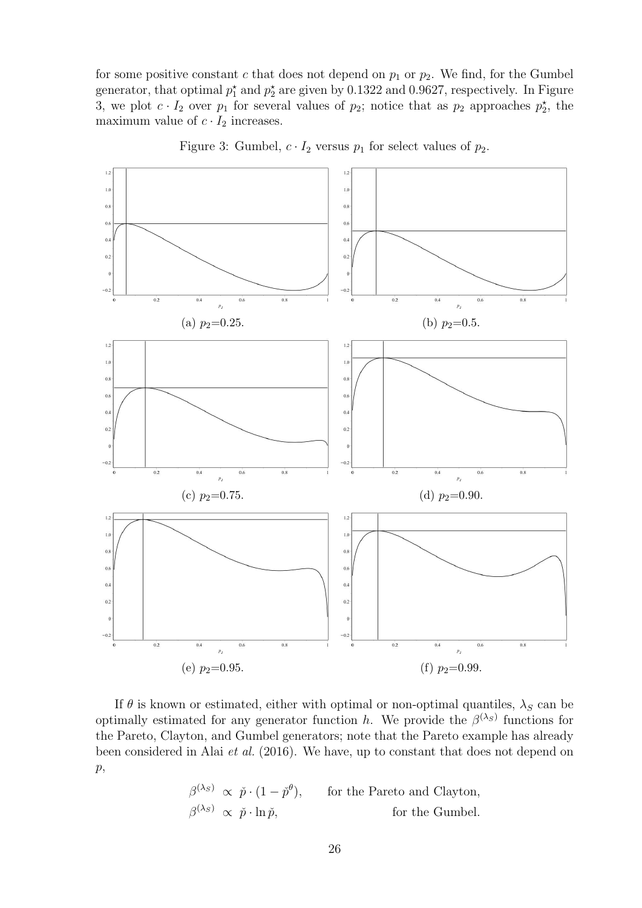for some positive constant $c$ that does not depend on $p_1$ or $p_2$. We find, for the Gumbel generator, that optimal $p_1^\star$ and $p_2^\star$ are given by 0.1322 and 0.9627, respectively. In Figure 3, we plot $c \cdot I_2$ over $p_1$ for several values of $p_2$; notice that as $p_2$ approaches $p_2^\star$, the maximum value of $c \cdot I_2$ increases.

Figure 3: Gumbel, $c \cdot I_2$ versus $p_1$ for select values of $p_2$.

(a) $p_2$=0.25.

(b) $p_2$=0.5.

(c) $p_2$=0.75.

(d) $p_2$=0.90.

(e) $p_2$=0.95.

(f) $p_2$=0.99.

If $\theta$ is known or estimated, either with optimal or non-optimal quantiles, $\lambda_S$ can be optimally estimated for any generator function $h$. We provide the $\beta^{(\lambda_S)}$ functions for the Pareto, Clayton, and Gumbel generators; note that the Pareto example has already been considered in Alai *et al.* (2016). We have, up to constant that does not depend on $p$,

$$\beta^{(\lambda_S)} \propto \check{p} \cdot (1 - \check{p}^\theta), \qquad \text{for the Pareto and Clayton,}$$

$$\beta^{(\lambda_S)} \propto \check{p} \cdot \ln \check{p}, \qquad \text{for the Gumbel.}$$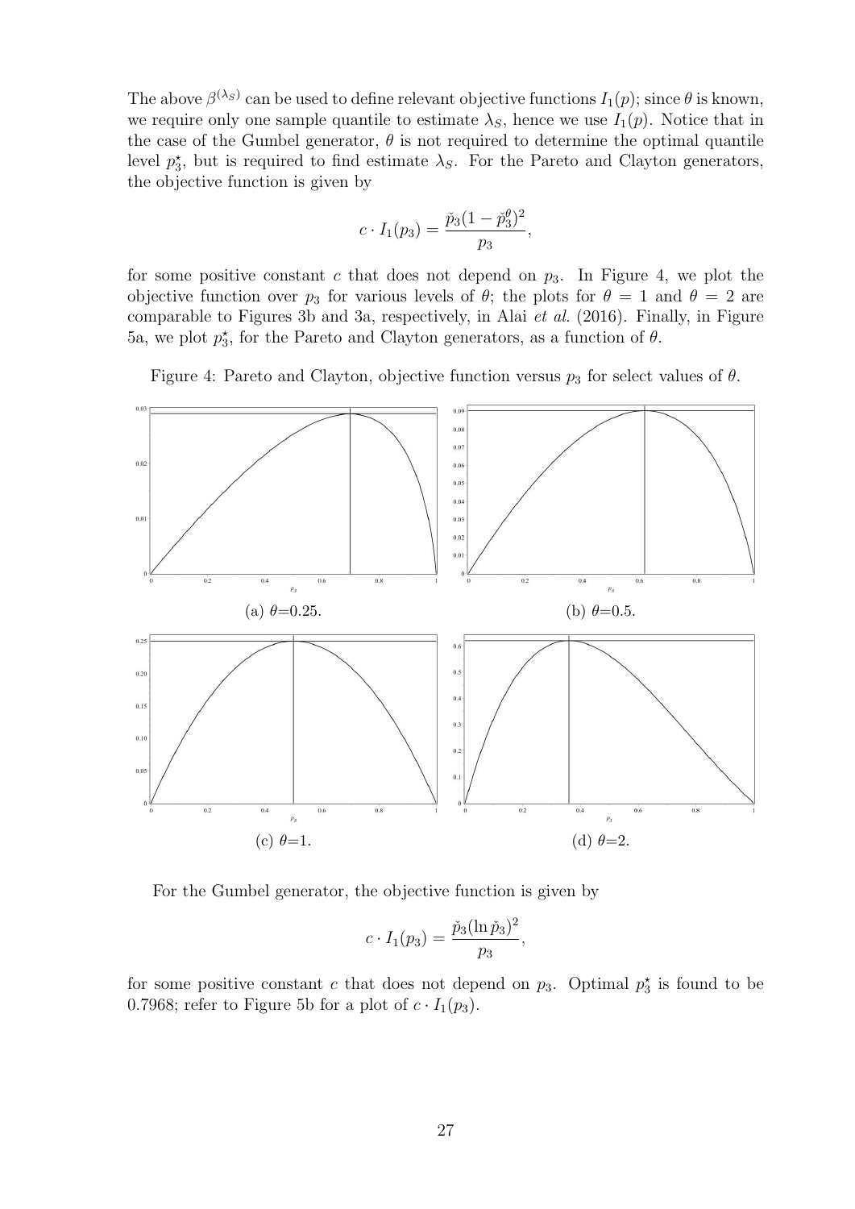The above $\beta^{(\lambda_S)}$ can be used to define relevant objective functions $I_1(p)$; since $\theta$ is known, we require only one sample quantile to estimate $\lambda_S$, hence we use $I_1(p)$. Notice that in the case of the Gumbel generator, $\theta$ is not required to determine the optimal quantile level $p_3^\star$, but is required to find estimate $\lambda_S$. For the Pareto and Clayton generators, the objective function is given by

$$c \cdot I_1(p_3) = \frac{\check{p}_3(1-\check{p}_3^\theta)^2}{p_3},$$

for some positive constant $c$ that does not depend on $p_3$. In Figure 4, we plot the objective function over $p_3$ for various levels of $\theta$; the plots for $\theta = 1$ and $\theta = 2$ are comparable to Figures 3b and 3a, respectively, in Alai *et al.* (2016). Finally, in Figure 5a, we plot $p_3^\star$, for the Pareto and Clayton generators, as a function of $\theta$.

Figure 4: Pareto and Clayton, objective function versus $p_3$ for select values of $\theta$.

(a) $\theta$=0.25.

(b) $\theta$=0.5.

(c) $\theta$=1.

(d) $\theta$=2.

For the Gumbel generator, the objective function is given by

$$c \cdot I_1(p_3) = \frac{\check{p}_3(\ln \check{p}_3)^2}{p_3},$$

for some positive constant $c$ that does not depend on $p_3$. Optimal $p_3^\star$ is found to be 0.7968; refer to Figure 5b for a plot of $c \cdot I_1(p_3)$.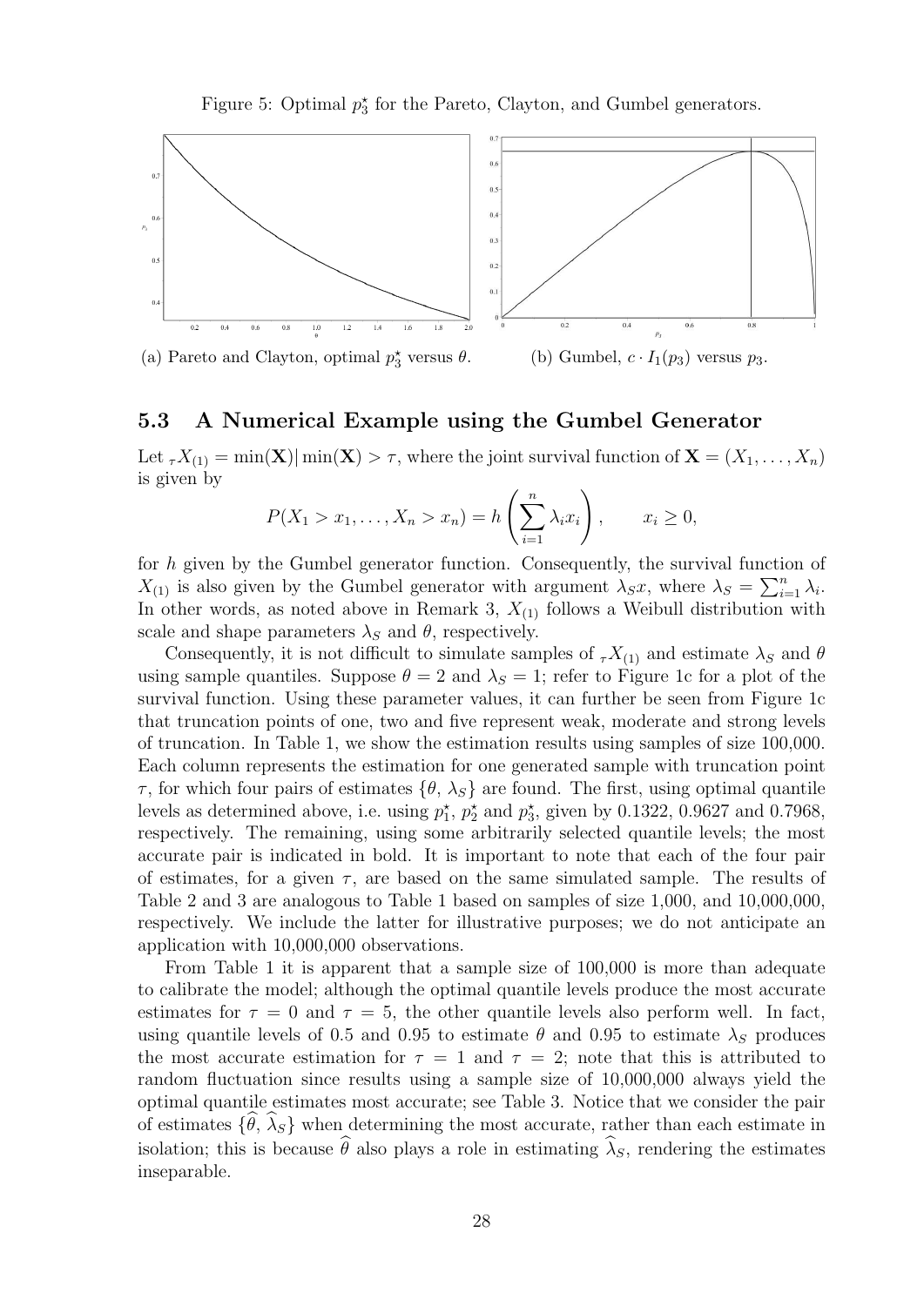Figure 5: Optimal $p_3^\star$ for the Pareto, Clayton, and Gumbel generators.

(a) Pareto and Clayton, optimal $p_3^\star$ versus $\theta$.

(b) Gumbel, $c \cdot I_1(p_3)$ versus $p_3$.

### 5.3 A Numerical Example using the Gumbel Generator

Let ${}_\tau X_{(1)} = \min(\mathbf{X}) | \min(\mathbf{X}) > \tau$, where the joint survival function of $\mathbf{X} = (X_1, \ldots, X_n)$ is given by

$$P(X_1 > x_1, \ldots, X_n > x_n) = h\left(\sum_{i=1}^{n} \lambda_i x_i\right), \qquad x_i \geq 0,$$

for $h$ given by the Gumbel generator function. Consequently, the survival function of $X_{(1)}$ is also given by the Gumbel generator with argument $\lambda_S x$, where $\lambda_S = \sum_{i=1}^{n} \lambda_i$. In other words, as noted above in Remark 3, $X_{(1)}$ follows a Weibull distribution with scale and shape parameters $\lambda_S$ and $\theta$, respectively.

Consequently, it is not difficult to simulate samples of ${}_\tau X_{(1)}$ and estimate $\lambda_S$ and $\theta$ using sample quantiles. Suppose $\theta = 2$ and $\lambda_S = 1$; refer to Figure 1c for a plot of the survival function. Using these parameter values, it can further be seen from Figure 1c that truncation points of one, two and five represent weak, moderate and strong levels of truncation. In Table 1, we show the estimation results using samples of size 100,000. Each column represents the estimation for one generated sample with truncation point $\tau$, for which four pairs of estimates $\{\theta, \lambda_S\}$ are found. The first, using optimal quantile levels as determined above, i.e. using $p_1^\star$, $p_2^\star$ and $p_3^\star$, given by 0.1322, 0.9627 and 0.7968, respectively. The remaining, using some arbitrarily selected quantile levels; the most accurate pair is indicated in bold. It is important to note that each of the four pair of estimates, for a given $\tau$, are based on the same simulated sample. The results of Table 2 and 3 are analogous to Table 1 based on samples of size 1,000, and 10,000,000, respectively. We include the latter for illustrative purposes; we do not anticipate an application with 10,000,000 observations.

From Table 1 it is apparent that a sample size of 100,000 is more than adequate to calibrate the model; although the optimal quantile levels produce the most accurate estimates for $\tau = 0$ and $\tau = 5$, the other quantile levels also perform well. In fact, using quantile levels of 0.5 and 0.95 to estimate $\theta$ and 0.95 to estimate $\lambda_S$ produces the most accurate estimation for $\tau = 1$ and $\tau = 2$; note that this is attributed to random fluctuation since results using a sample size of 10,000,000 always yield the optimal quantile estimates most accurate; see Table 3. Notice that we consider the pair of estimates $\{\widehat{\theta}, \widehat{\lambda}_S\}$ when determining the most accurate, rather than each estimate in isolation; this is because $\widehat{\theta}$ also plays a role in estimating $\widehat{\lambda}_S$, rendering the estimates inseparable.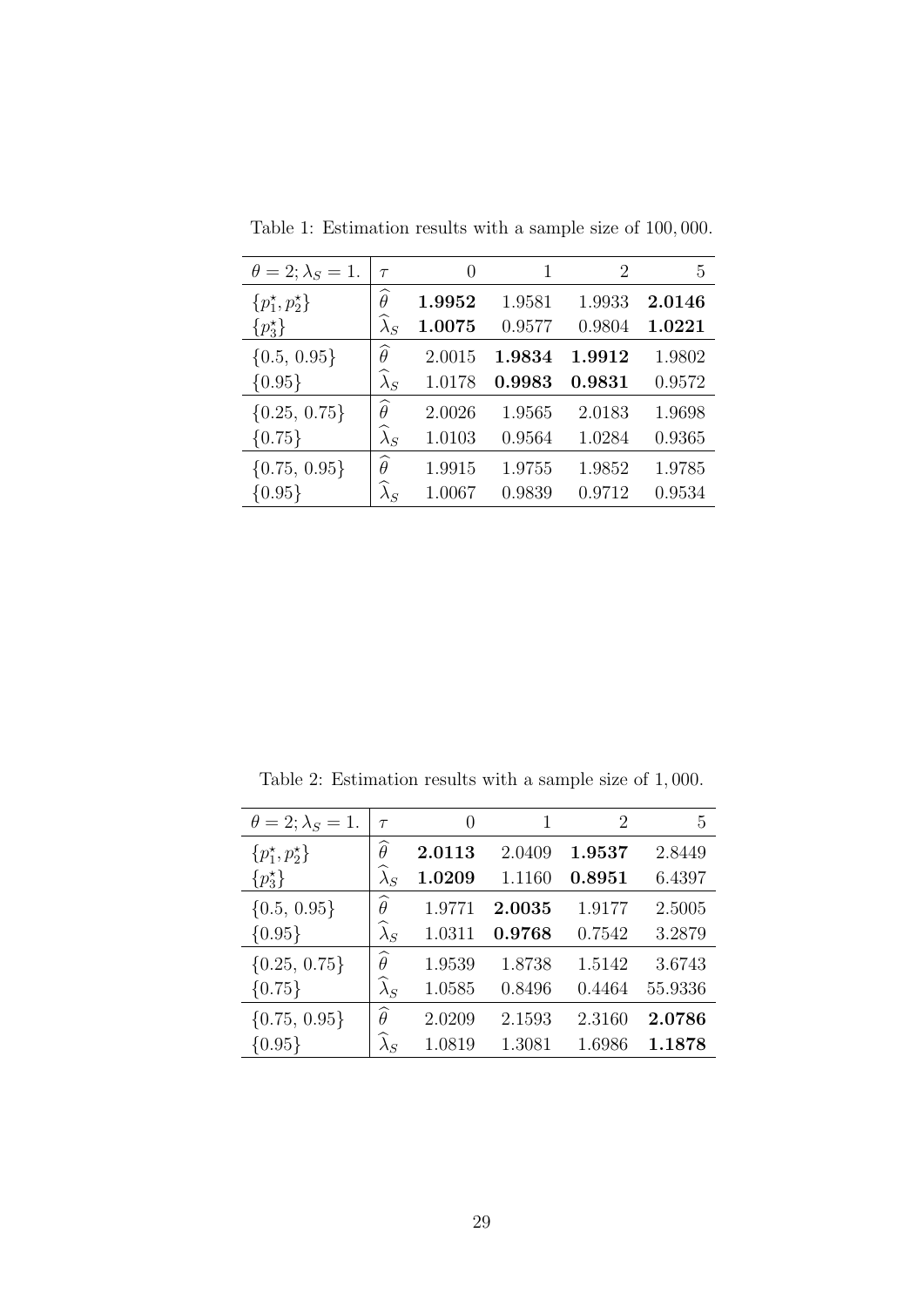Table 1: Estimation results with a sample size of 100,000.

| $\theta = 2; \lambda_S = 1.$ | $\tau$ | 0 | 1 | 2 | 5 |
|---|---|---|---|---|---|
| $\{p_1^\star, p_2^\star\}$ | $\widehat{\theta}$ | **1.9952** | 1.9581 | 1.9933 | **2.0146** |
| $\{p_3^\star\}$ | $\widehat{\lambda}_S$ | **1.0075** | 0.9577 | 0.9804 | **1.0221** |
| $\{0.5, 0.95\}$ | $\widehat{\theta}$ | 2.0015 | **1.9834** | **1.9912** | 1.9802 |
| $\{0.95\}$ | $\widehat{\lambda}_S$ | 1.0178 | **0.9983** | **0.9831** | 0.9572 |
| $\{0.25, 0.75\}$ | $\widehat{\theta}$ | 2.0026 | 1.9565 | 2.0183 | 1.9698 |
| $\{0.75\}$ | $\widehat{\lambda}_S$ | 1.0103 | 0.9564 | 1.0284 | 0.9365 |
| $\{0.75, 0.95\}$ | $\widehat{\theta}$ | 1.9915 | 1.9755 | 1.9852 | 1.9785 |
| $\{0.95\}$ | $\widehat{\lambda}_S$ | 1.0067 | 0.9839 | 0.9712 | 0.9534 |

Table 2: Estimation results with a sample size of 1,000.

| $\theta = 2; \lambda_S = 1.$ | $\tau$ | 0 | 1 | 2 | 5 |
|---|---|---|---|---|---|
| $\{p_1^\star, p_2^\star\}$ | $\widehat{\theta}$ | **2.0113** | 2.0409 | **1.9537** | 2.8449 |
| $\{p_3^\star\}$ | $\widehat{\lambda}_S$ | **1.0209** | 1.1160 | **0.8951** | 6.4397 |
| $\{0.5, 0.95\}$ | $\widehat{\theta}$ | 1.9771 | **2.0035** | 1.9177 | 2.5005 |
| $\{0.95\}$ | $\widehat{\lambda}_S$ | 1.0311 | **0.9768** | 0.7542 | 3.2879 |
| $\{0.25, 0.75\}$ | $\widehat{\theta}$ | 1.9539 | 1.8738 | 1.5142 | 3.6743 |
| $\{0.75\}$ | $\widehat{\lambda}_S$ | 1.0585 | 0.8496 | 0.4464 | 55.9336 |
| $\{0.75, 0.95\}$ | $\widehat{\theta}$ | 2.0209 | 2.1593 | 2.3160 | **2.0786** |
| $\{0.95\}$ | $\widehat{\lambda}_S$ | 1.0819 | 1.3081 | 1.6986 | **1.1878** |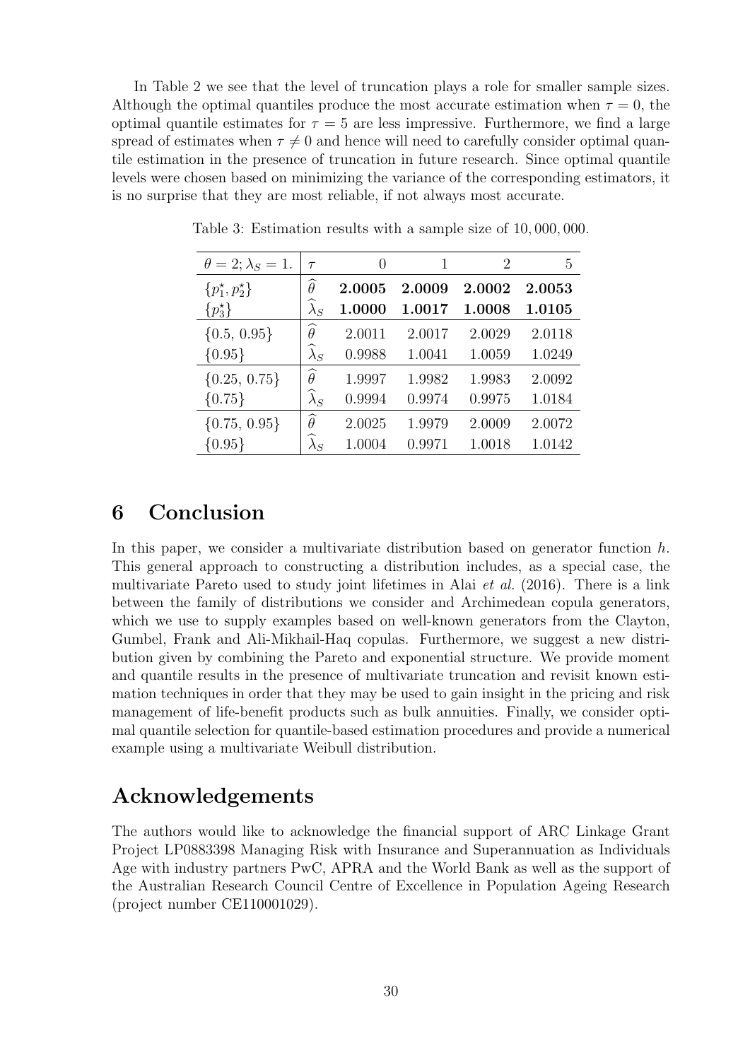In Table 2 we see that the level of truncation plays a role for smaller sample sizes. Although the optimal quantiles produce the most accurate estimation when $\tau = 0$, the optimal quantile estimates for $\tau = 5$ are less impressive. Furthermore, we find a large spread of estimates when $\tau \neq 0$ and hence will need to carefully consider optimal quantile estimation in the presence of truncation in future research. Since optimal quantile levels were chosen based on minimizing the variance of the corresponding estimators, it is no surprise that they are most reliable, if not always most accurate.

Table 3: Estimation results with a sample size of 10, 000, 000.

| $\theta = 2; \lambda_S = 1.$ | $\tau$ | 0 | 1 | 2 | 5 |
|---|---|---|---|---|---|
| $\{p_1^\star, p_2^\star\}$ | $\widehat{\theta}$ | **2.0005** | **2.0009** | **2.0002** | **2.0053** |
| $\{p_3^\star\}$ | $\widehat{\lambda}_S$ | **1.0000** | **1.0017** | **1.0008** | **1.0105** |
| $\{0.5, 0.95\}$ | $\widehat{\theta}$ | 2.0011 | 2.0017 | 2.0029 | 2.0118 |
| $\{0.95\}$ | $\widehat{\lambda}_S$ | 0.9988 | 1.0041 | 1.0059 | 1.0249 |
| $\{0.25, 0.75\}$ | $\widehat{\theta}$ | 1.9997 | 1.9982 | 1.9983 | 2.0092 |
| $\{0.75\}$ | $\widehat{\lambda}_S$ | 0.9994 | 0.9974 | 0.9975 | 1.0184 |
| $\{0.75, 0.95\}$ | $\widehat{\theta}$ | 2.0025 | 1.9979 | 2.0009 | 2.0072 |
| $\{0.95\}$ | $\widehat{\lambda}_S$ | 1.0004 | 0.9971 | 1.0018 | 1.0142 |

# 6 Conclusion

In this paper, we consider a multivariate distribution based on generator function $h$. This general approach to constructing a distribution includes, as a special case, the multivariate Pareto used to study joint lifetimes in Alai *et al.* (2016). There is a link between the family of distributions we consider and Archimedean copula generators, which we use to supply examples based on well-known generators from the Clayton, Gumbel, Frank and Ali-Mikhail-Haq copulas. Furthermore, we suggest a new distribution given by combining the Pareto and exponential structure. We provide moment and quantile results in the presence of multivariate truncation and revisit known estimation techniques in order that they may be used to gain insight in the pricing and risk management of life-benefit products such as bulk annuities. Finally, we consider optimal quantile selection for quantile-based estimation procedures and provide a numerical example using a multivariate Weibull distribution.

# Acknowledgements

The authors would like to acknowledge the financial support of ARC Linkage Grant Project LP0883398 Managing Risk with Insurance and Superannuation as Individuals Age with industry partners PwC, APRA and the World Bank as well as the support of the Australian Research Council Centre of Excellence in Population Ageing Research (project number CE110001029).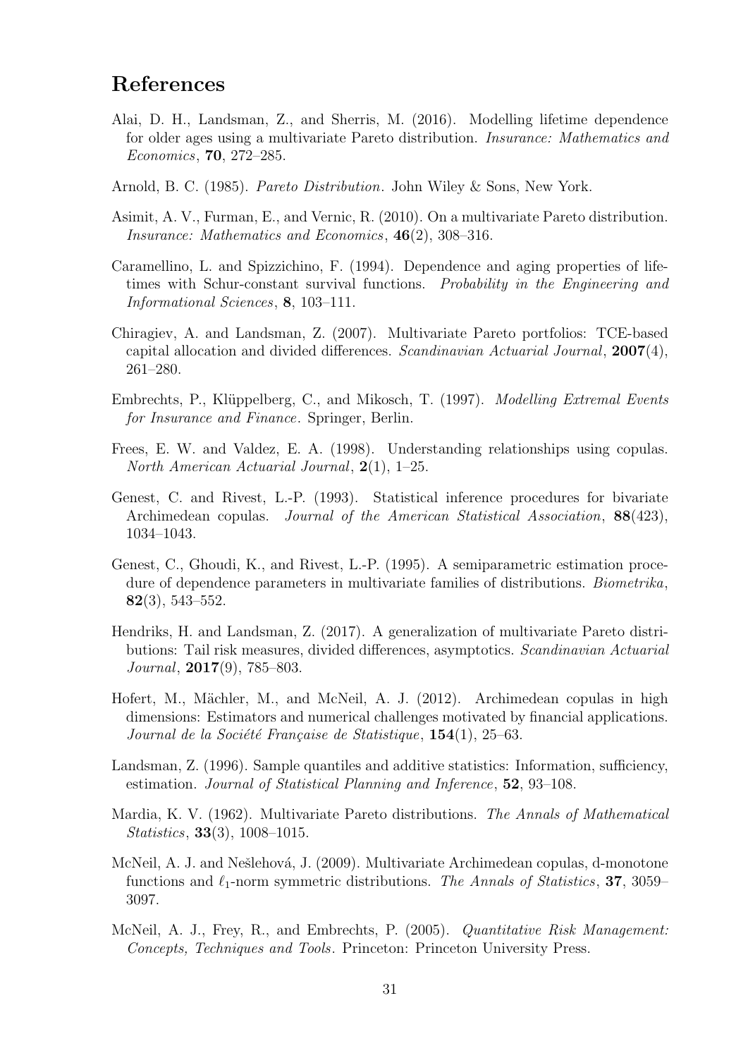## References

Alai, D. H., Landsman, Z., and Sherris, M. (2016). Modelling lifetime dependence for older ages using a multivariate Pareto distribution. *Insurance: Mathematics and Economics*, **70**, 272–285.

Arnold, B. C. (1985). *Pareto Distribution*. John Wiley & Sons, New York.

Asimit, A. V., Furman, E., and Vernic, R. (2010). On a multivariate Pareto distribution. *Insurance: Mathematics and Economics*, **46**(2), 308–316.

Caramellino, L. and Spizzichino, F. (1994). Dependence and aging properties of lifetimes with Schur-constant survival functions. *Probability in the Engineering and Informational Sciences*, **8**, 103–111.

Chiragiev, A. and Landsman, Z. (2007). Multivariate Pareto portfolios: TCE-based capital allocation and divided differences. *Scandinavian Actuarial Journal*, **2007**(4), 261–280.

Embrechts, P., Klüppelberg, C., and Mikosch, T. (1997). *Modelling Extremal Events for Insurance and Finance*. Springer, Berlin.

Frees, E. W. and Valdez, E. A. (1998). Understanding relationships using copulas. *North American Actuarial Journal*, **2**(1), 1–25.

Genest, C. and Rivest, L.-P. (1993). Statistical inference procedures for bivariate Archimedean copulas. *Journal of the American Statistical Association*, **88**(423), 1034–1043.

Genest, C., Ghoudi, K., and Rivest, L.-P. (1995). A semiparametric estimation procedure of dependence parameters in multivariate families of distributions. *Biometrika*, **82**(3), 543–552.

Hendriks, H. and Landsman, Z. (2017). A generalization of multivariate Pareto distributions: Tail risk measures, divided differences, asymptotics. *Scandinavian Actuarial Journal*, **2017**(9), 785–803.

Hofert, M., Mächler, M., and McNeil, A. J. (2012). Archimedean copulas in high dimensions: Estimators and numerical challenges motivated by financial applications. *Journal de la Société Française de Statistique*, **154**(1), 25–63.

Landsman, Z. (1996). Sample quantiles and additive statistics: Information, sufficiency, estimation. *Journal of Statistical Planning and Inference*, **52**, 93–108.

Mardia, K. V. (1962). Multivariate Pareto distributions. *The Annals of Mathematical Statistics*, **33**(3), 1008–1015.

McNeil, A. J. and Nešlehová, J. (2009). Multivariate Archimedean copulas, d-monotone functions and $\ell_1$-norm symmetric distributions. *The Annals of Statistics*, **37**, 3059–3097.

McNeil, A. J., Frey, R., and Embrechts, P. (2005). *Quantitative Risk Management: Concepts, Techniques and Tools*. Princeton: Princeton University Press.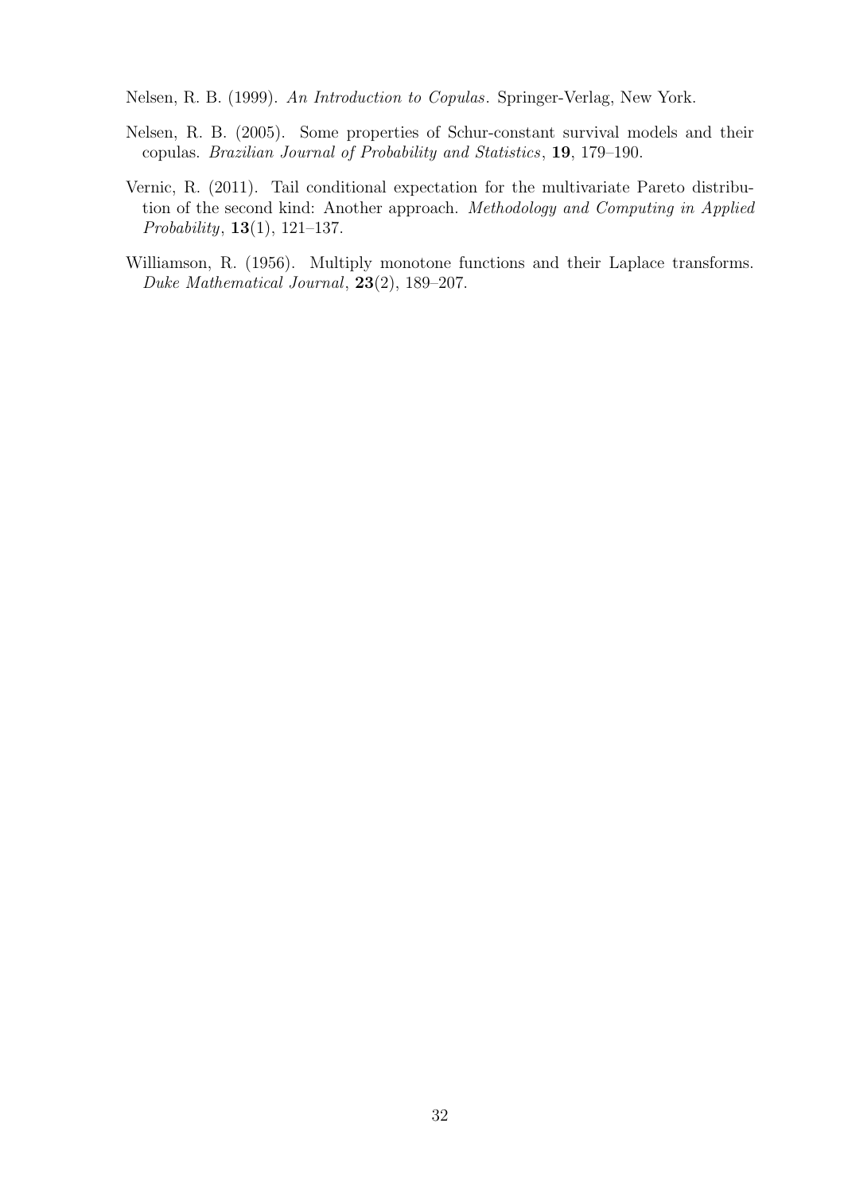Nelsen, R. B. (1999). *An Introduction to Copulas*. Springer-Verlag, New York.

Nelsen, R. B. (2005). Some properties of Schur-constant survival models and their copulas. *Brazilian Journal of Probability and Statistics*, **19**, 179–190.

Vernic, R. (2011). Tail conditional expectation for the multivariate Pareto distribution of the second kind: Another approach. *Methodology and Computing in Applied Probability*, **13**(1), 121–137.

Williamson, R. (1956). Multiply monotone functions and their Laplace transforms. *Duke Mathematical Journal*, **23**(2), 189–207.